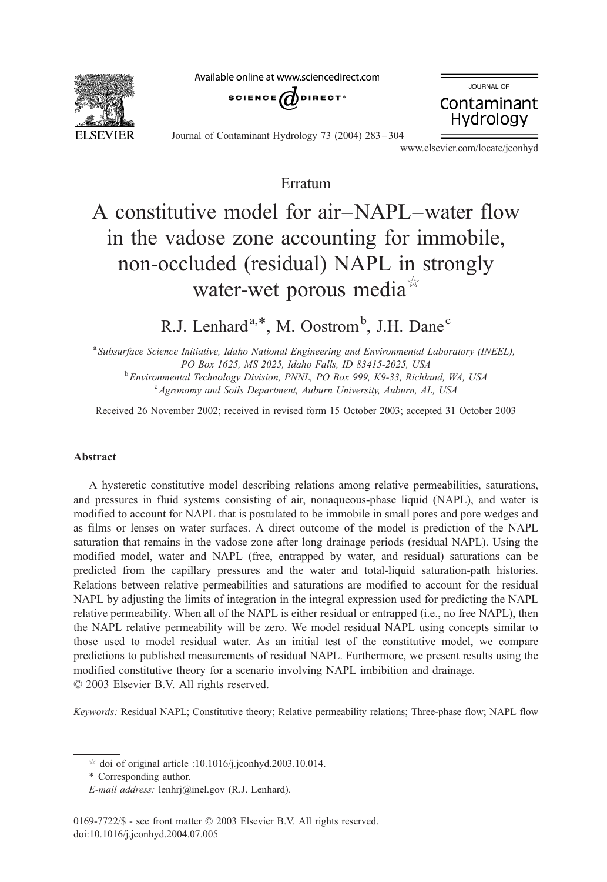Erratum

# A constitutive model for air–NAPL–water flow in the vadose zone accounting for immobile, non-occluded (residual) NAPL in strongly water-wet porous media[☆]

R.J. Lenhard[a,*], M. Oostrom[b], J.H. Dane[c]

[a] Subsurface Science Initiative, Idaho National Engineering and Environmental Laboratory (INEEL), PO Box 1625, MS 2025, Idaho Falls, ID 83415-2025, USA

[b] Environmental Technology Division, PNNL, PO Box 999, K9-33, Richland, WA, USA

[c] Agronomy and Soils Department, Auburn University, Auburn, AL, USA

Received 26 November 2002; received in revised form 15 October 2003; accepted 31 October 2003

## Abstract

A hysteretic constitutive model describing relations among relative permeabilities, saturations, and pressures in fluid systems consisting of air, nonaqueous-phase liquid (NAPL), and water is modified to account for NAPL that is postulated to be immobile in small pores and pore wedges and as films or lenses on water surfaces. A direct outcome of the model is prediction of the NAPL saturation that remains in the vadose zone after long drainage periods (residual NAPL). Using the modified model, water and NAPL (free, entrapped by water, and residual) saturations can be predicted from the capillary pressures and the water and total-liquid saturation-path histories. Relations between relative permeabilities and saturations are modified to account for the residual NAPL by adjusting the limits of integration in the integral expression used for predicting the NAPL relative permeability. When all of the NAPL is either residual or entrapped (i.e., no free NAPL), then the NAPL relative permeability will be zero. We model residual NAPL using concepts similar to those used to model residual water. As an initial test of the constitutive model, we compare predictions to published measurements of residual NAPL. Furthermore, we present results using the modified constitutive theory for a scenario involving NAPL imbibition and drainage.

© 2003 Elsevier B.V. All rights reserved.

*Keywords:* Residual NAPL; Constitutive theory; Relative permeability relations; Three-phase flow; NAPL flow

---

☆ doi of original article :10.1016/j.jconhyd.2003.10.014.

\* Corresponding author.

*E-mail address:* lenhrj@inel.gov (R.J. Lenhard).

0169-7722/$ - see front matter © 2003 Elsevier B.V. All rights reserved.
doi:10.1016/j.jconhyd.2004.07.005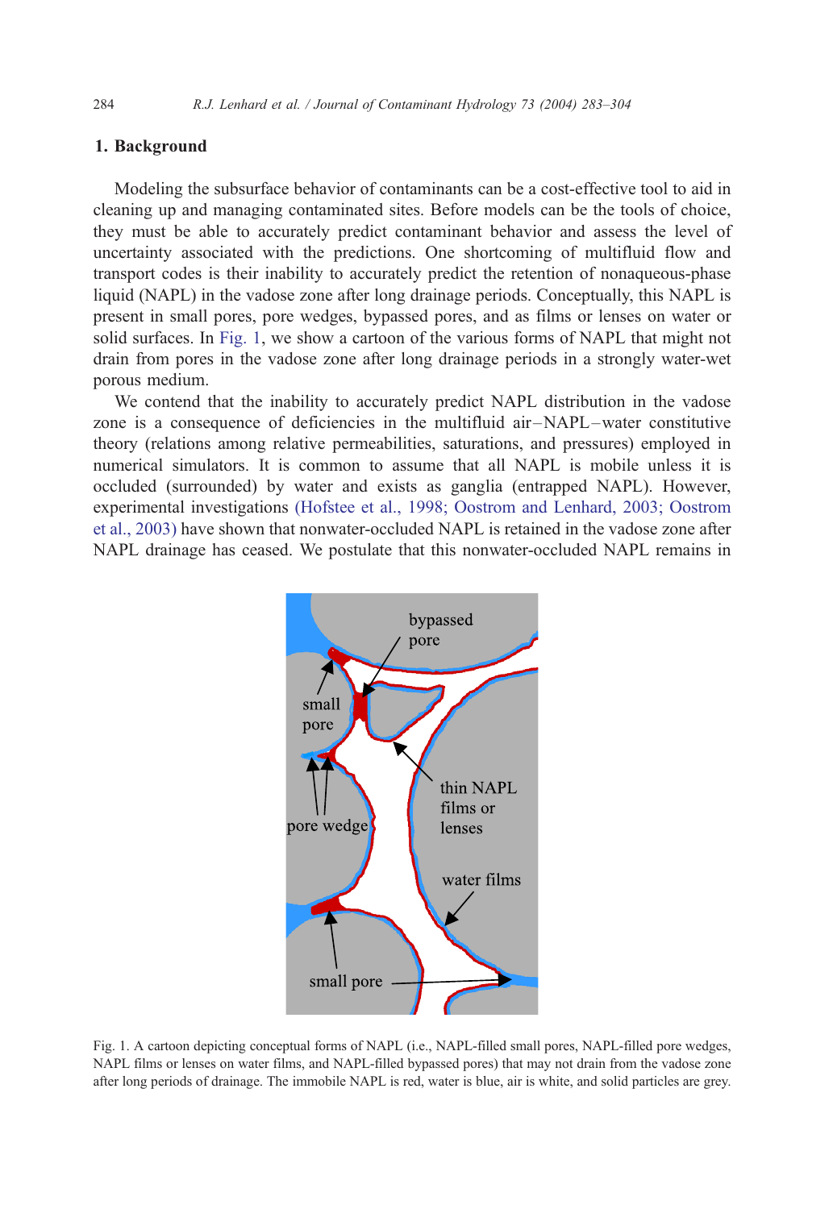## 1. Background

Modeling the subsurface behavior of contaminants can be a cost-effective tool to aid in cleaning up and managing contaminated sites. Before models can be the tools of choice, they must be able to accurately predict contaminant behavior and assess the level of uncertainty associated with the predictions. One shortcoming of multifluid flow and transport codes is their inability to accurately predict the retention of nonaqueous-phase liquid (NAPL) in the vadose zone after long drainage periods. Conceptually, this NAPL is present in small pores, pore wedges, bypassed pores, and as films or lenses on water or solid surfaces. In Fig. 1, we show a cartoon of the various forms of NAPL that might not drain from pores in the vadose zone after long drainage periods in a strongly water-wet porous medium.

We contend that the inability to accurately predict NAPL distribution in the vadose zone is a consequence of deficiencies in the multifluid air–NAPL–water constitutive theory (relations among relative permeabilities, saturations, and pressures) employed in numerical simulators. It is common to assume that all NAPL is mobile unless it is occluded (surrounded) by water and exists as ganglia (entrapped NAPL). However, experimental investigations (Hofstee et al., 1998; Oostrom and Lenhard, 2003; Oostrom et al., 2003) have shown that nonwater-occluded NAPL is retained in the vadose zone after NAPL drainage has ceased. We postulate that this nonwater-occluded NAPL remains in

Fig. 1. A cartoon depicting conceptual forms of NAPL (i.e., NAPL-filled small pores, NAPL-filled pore wedges, NAPL films or lenses on water films, and NAPL-filled bypassed pores) that may not drain from the vadose zone after long periods of drainage. The immobile NAPL is red, water is blue, air is white, and solid particles are grey.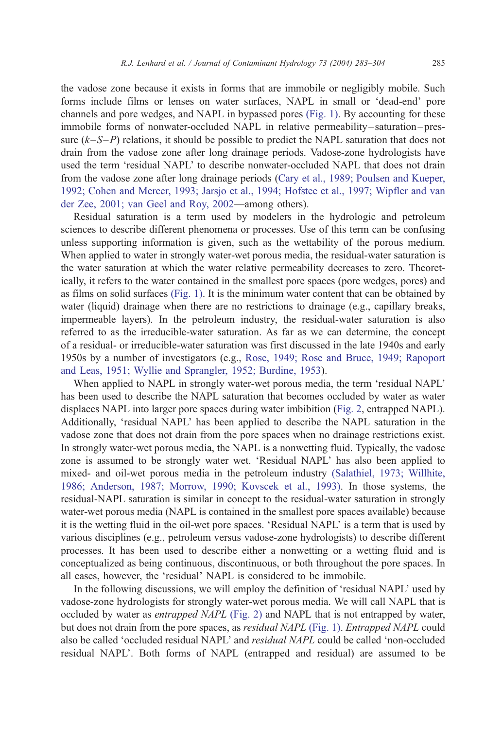the vadose zone because it exists in forms that are immobile or negligibly mobile. Such forms include films or lenses on water surfaces, NAPL in small or 'dead-end' pore channels and pore wedges, and NAPL in bypassed pores (Fig. 1). By accounting for these immobile forms of nonwater-occluded NAPL in relative permeability–saturation–pressure ($k$–$S$–$P$) relations, it should be possible to predict the NAPL saturation that does not drain from the vadose zone after long drainage periods. Vadose-zone hydrologists have used the term 'residual NAPL' to describe nonwater-occluded NAPL that does not drain from the vadose zone after long drainage periods (Cary et al., 1989; Poulsen and Kueper, 1992; Cohen and Mercer, 1993; Jarsjo et al., 1994; Hofstee et al., 1997; Wipfler and van der Zee, 2001; van Geel and Roy, 2002—among others).

Residual saturation is a term used by modelers in the hydrologic and petroleum sciences to describe different phenomena or processes. Use of this term can be confusing unless supporting information is given, such as the wettability of the porous medium. When applied to water in strongly water-wet porous media, the residual-water saturation is the water saturation at which the water relative permeability decreases to zero. Theoretically, it refers to the water contained in the smallest pore spaces (pore wedges, pores) and as films on solid surfaces (Fig. 1). It is the minimum water content that can be obtained by water (liquid) drainage when there are no restrictions to drainage (e.g., capillary breaks, impermeable layers). In the petroleum industry, the residual-water saturation is also referred to as the irreducible-water saturation. As far as we can determine, the concept of a residual- or irreducible-water saturation was first discussed in the late 1940s and early 1950s by a number of investigators (e.g., Rose, 1949; Rose and Bruce, 1949; Rapoport and Leas, 1951; Wyllie and Sprangler, 1952; Burdine, 1953).

When applied to NAPL in strongly water-wet porous media, the term 'residual NAPL' has been used to describe the NAPL saturation that becomes occluded by water as water displaces NAPL into larger pore spaces during water imbibition (Fig. 2, entrapped NAPL). Additionally, 'residual NAPL' has been applied to describe the NAPL saturation in the vadose zone that does not drain from the pore spaces when no drainage restrictions exist. In strongly water-wet porous media, the NAPL is a nonwetting fluid. Typically, the vadose zone is assumed to be strongly water wet. 'Residual NAPL' has also been applied to mixed- and oil-wet porous media in the petroleum industry (Salathiel, 1973; Willhite, 1986; Anderson, 1987; Morrow, 1990; Kovscek et al., 1993). In those systems, the residual-NAPL saturation is similar in concept to the residual-water saturation in strongly water-wet porous media (NAPL is contained in the smallest pore spaces available) because it is the wetting fluid in the oil-wet pore spaces. 'Residual NAPL' is a term that is used by various disciplines (e.g., petroleum versus vadose-zone hydrologists) to describe different processes. It has been used to describe either a nonwetting or a wetting fluid and is conceptualized as being continuous, discontinuous, or both throughout the pore spaces. In all cases, however, the 'residual' NAPL is considered to be immobile.

In the following discussions, we will employ the definition of 'residual NAPL' used by vadose-zone hydrologists for strongly water-wet porous media. We will call NAPL that is occluded by water as *entrapped NAPL* (Fig. 2) and NAPL that is not entrapped by water, but does not drain from the pore spaces, as *residual NAPL* (Fig. 1). *Entrapped NAPL* could also be called 'occluded residual NAPL' and *residual NAPL* could be called 'non-occluded residual NAPL'. Both forms of NAPL (entrapped and residual) are assumed to be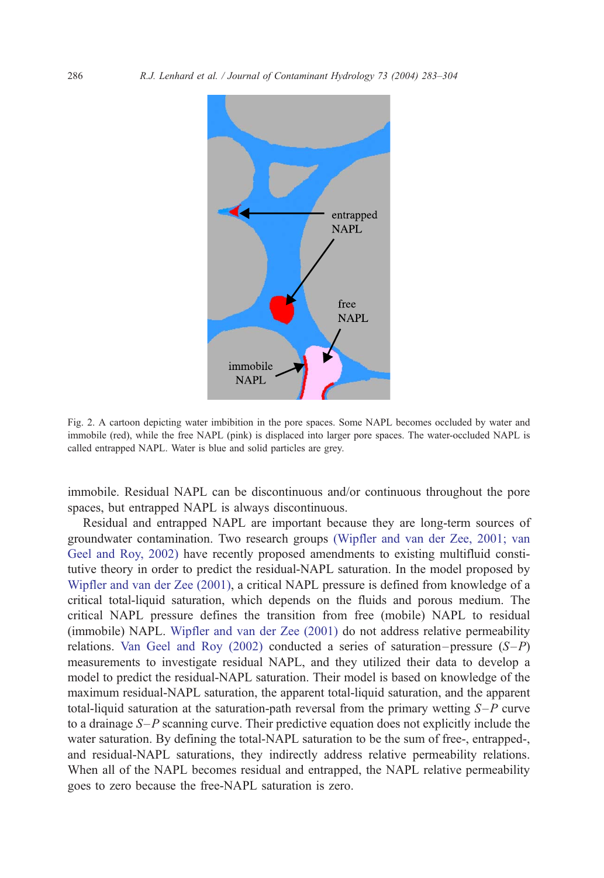Fig. 2. A cartoon depicting water imbibition in the pore spaces. Some NAPL becomes occluded by water and immobile (red), while the free NAPL (pink) is displaced into larger pore spaces. The water-occluded NAPL is called entrapped NAPL. Water is blue and solid particles are grey.

immobile. Residual NAPL can be discontinuous and/or continuous throughout the pore spaces, but entrapped NAPL is always discontinuous.

Residual and entrapped NAPL are important because they are long-term sources of groundwater contamination. Two research groups (Wipfler and van der Zee, 2001; van Geel and Roy, 2002) have recently proposed amendments to existing multifluid constitutive theory in order to predict the residual-NAPL saturation. In the model proposed by Wipfler and van der Zee (2001), a critical NAPL pressure is defined from knowledge of a critical total-liquid saturation, which depends on the fluids and porous medium. The critical NAPL pressure defines the transition from free (mobile) NAPL to residual (immobile) NAPL. Wipfler and van der Zee (2001) do not address relative permeability relations. Van Geel and Roy (2002) conducted a series of saturation–pressure ($S$–$P$) measurements to investigate residual NAPL, and they utilized their data to develop a model to predict the residual-NAPL saturation. Their model is based on knowledge of the maximum residual-NAPL saturation, the apparent total-liquid saturation, and the apparent total-liquid saturation at the saturation-path reversal from the primary wetting $S$–$P$ curve to a drainage $S$–$P$ scanning curve. Their predictive equation does not explicitly include the water saturation. By defining the total-NAPL saturation to be the sum of free-, entrapped-, and residual-NAPL saturations, they indirectly address relative permeability relations. When all of the NAPL becomes residual and entrapped, the NAPL relative permeability goes to zero because the free-NAPL saturation is zero.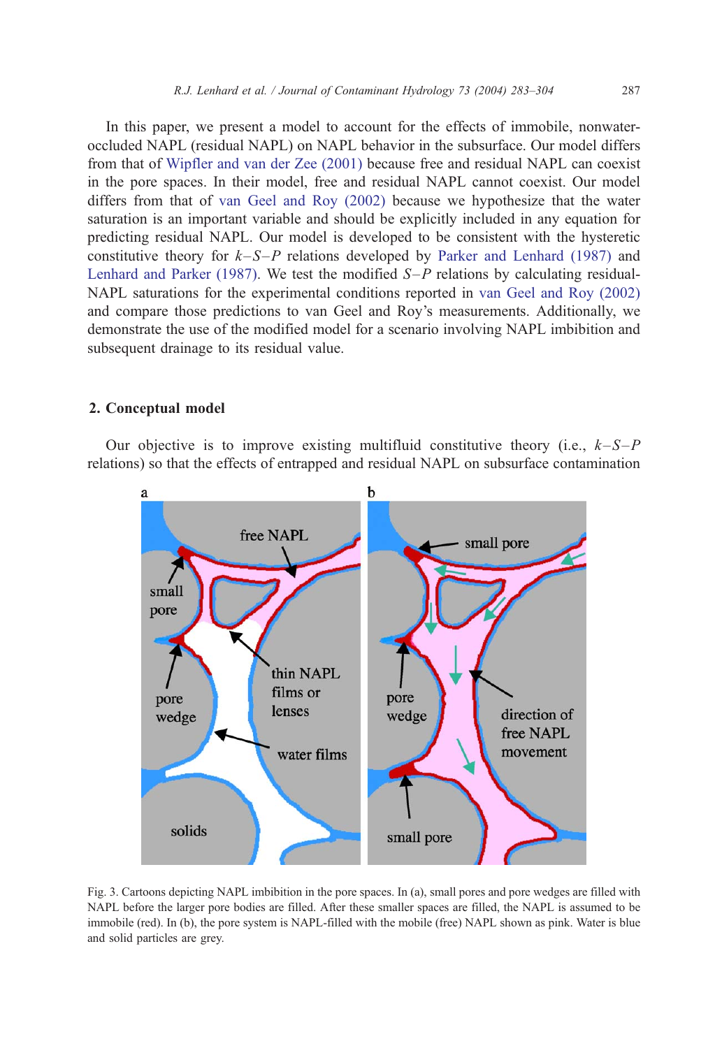In this paper, we present a model to account for the effects of immobile, nonwater-occluded NAPL (residual NAPL) on NAPL behavior in the subsurface. Our model differs from that of Wipfler and van der Zee (2001) because free and residual NAPL can coexist in the pore spaces. In their model, free and residual NAPL cannot coexist. Our model differs from that of van Geel and Roy (2002) because we hypothesize that the water saturation is an important variable and should be explicitly included in any equation for predicting residual NAPL. Our model is developed to be consistent with the hysteretic constitutive theory for $k$–$S$–$P$ relations developed by Parker and Lenhard (1987) and Lenhard and Parker (1987). We test the modified $S$–$P$ relations by calculating residual-NAPL saturations for the experimental conditions reported in van Geel and Roy (2002) and compare those predictions to van Geel and Roy's measurements. Additionally, we demonstrate the use of the modified model for a scenario involving NAPL imbibition and subsequent drainage to its residual value.

## 2. Conceptual model

Our objective is to improve existing multifluid constitutive theory (i.e., $k$–$S$–$P$ relations) so that the effects of entrapped and residual NAPL on subsurface contamination

Fig. 3. Cartoons depicting NAPL imbibition in the pore spaces. In (a), small pores and pore wedges are filled with NAPL before the larger pore bodies are filled. After these smaller spaces are filled, the NAPL is assumed to be immobile (red). In (b), the pore system is NAPL-filled with the mobile (free) NAPL shown as pink. Water is blue and solid particles are grey.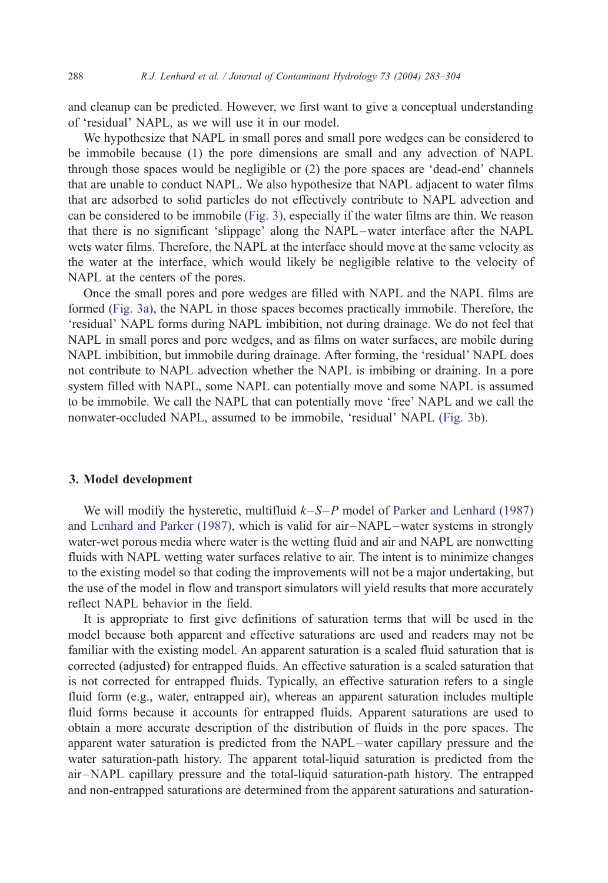and cleanup can be predicted. However, we first want to give a conceptual understanding of 'residual' NAPL, as we will use it in our model.

We hypothesize that NAPL in small pores and small pore wedges can be considered to be immobile because (1) the pore dimensions are small and any advection of NAPL through those spaces would be negligible or (2) the pore spaces are 'dead-end' channels that are unable to conduct NAPL. We also hypothesize that NAPL adjacent to water films that are adsorbed to solid particles do not effectively contribute to NAPL advection and can be considered to be immobile (Fig. 3), especially if the water films are thin. We reason that there is no significant 'slippage' along the NAPL–water interface after the NAPL wets water films. Therefore, the NAPL at the interface should move at the same velocity as the water at the interface, which would likely be negligible relative to the velocity of NAPL at the centers of the pores.

Once the small pores and pore wedges are filled with NAPL and the NAPL films are formed (Fig. 3a), the NAPL in those spaces becomes practically immobile. Therefore, the 'residual' NAPL forms during NAPL imbibition, not during drainage. We do not feel that NAPL in small pores and pore wedges, and as films on water surfaces, are mobile during NAPL imbibition, but immobile during drainage. After forming, the 'residual' NAPL does not contribute to NAPL advection whether the NAPL is imbibing or draining. In a pore system filled with NAPL, some NAPL can potentially move and some NAPL is assumed to be immobile. We call the NAPL that can potentially move 'free' NAPL and we call the nonwater-occluded NAPL, assumed to be immobile, 'residual' NAPL (Fig. 3b).

## 3. Model development

We will modify the hysteretic, multifluid $k$–$S$–$P$ model of Parker and Lenhard (1987) and Lenhard and Parker (1987), which is valid for air–NAPL–water systems in strongly water-wet porous media where water is the wetting fluid and air and NAPL are nonwetting fluids with NAPL wetting water surfaces relative to air. The intent is to minimize changes to the existing model so that coding the improvements will not be a major undertaking, but the use of the model in flow and transport simulators will yield results that more accurately reflect NAPL behavior in the field.

It is appropriate to first give definitions of saturation terms that will be used in the model because both apparent and effective saturations are used and readers may not be familiar with the existing model. An apparent saturation is a scaled fluid saturation that is corrected (adjusted) for entrapped fluids. An effective saturation is a scaled saturation that is not corrected for entrapped fluids. Typically, an effective saturation refers to a single fluid form (e.g., water, entrapped air), whereas an apparent saturation includes multiple fluid forms because it accounts for entrapped fluids. Apparent saturations are used to obtain a more accurate description of the distribution of fluids in the pore spaces. The apparent water saturation is predicted from the NAPL–water capillary pressure and the water saturation-path history. The apparent total-liquid saturation is predicted from the air–NAPL capillary pressure and the total-liquid saturation-path history. The entrapped and non-entrapped saturations are determined from the apparent saturations and saturation-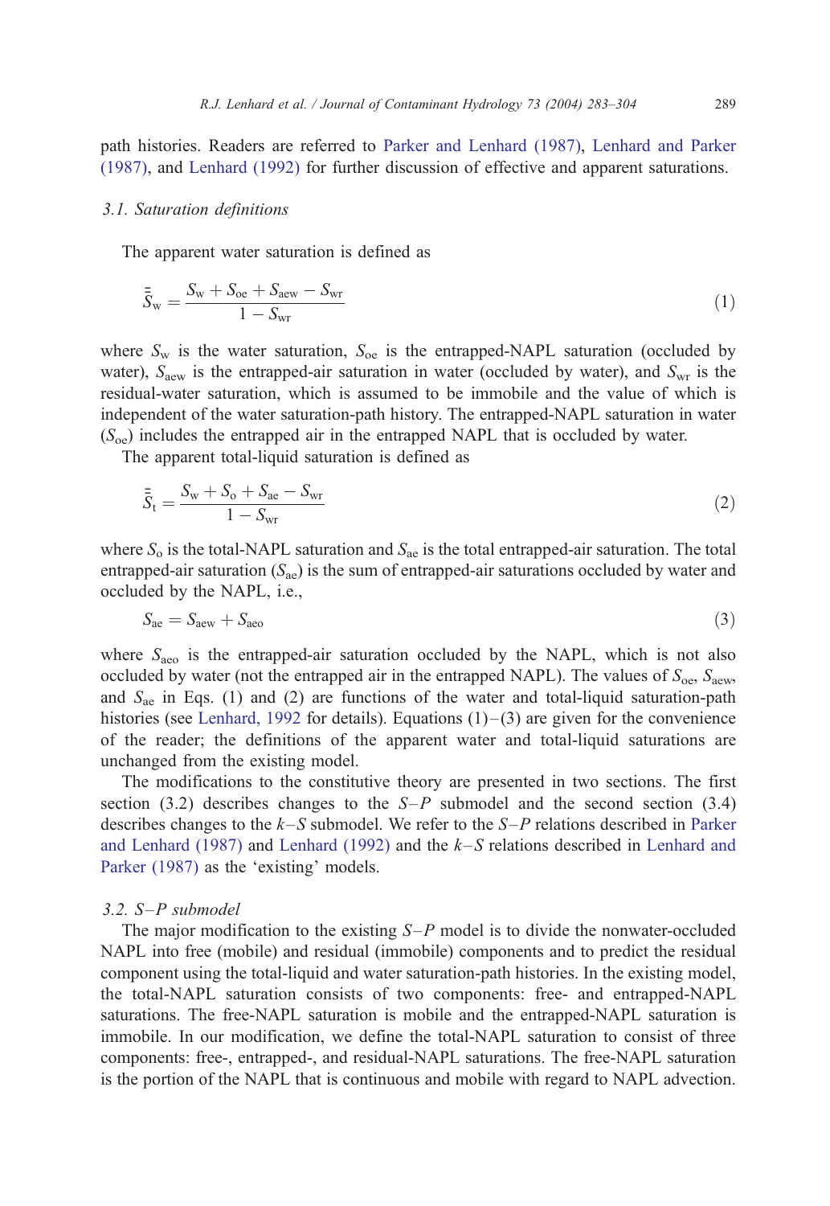path histories. Readers are referred to Parker and Lenhard (1987), Lenhard and Parker (1987), and Lenhard (1992) for further discussion of effective and apparent saturations.

### 3.1. Saturation definitions

The apparent water saturation is defined as

$$\bar{\bar{S}}_{\mathrm{w}} = \frac{S_{\mathrm{w}} + S_{\mathrm{oe}} + S_{\mathrm{aew}} - S_{\mathrm{wr}}}{1 - S_{\mathrm{wr}}} \tag{1}$$

where $S_{\mathrm{w}}$ is the water saturation, $S_{\mathrm{oe}}$ is the entrapped-NAPL saturation (occluded by water), $S_{\mathrm{aew}}$ is the entrapped-air saturation in water (occluded by water), and $S_{\mathrm{wr}}$ is the residual-water saturation, which is assumed to be immobile and the value of which is independent of the water saturation-path history. The entrapped-NAPL saturation in water ($S_{\mathrm{oe}}$) includes the entrapped air in the entrapped NAPL that is occluded by water.

The apparent total-liquid saturation is defined as

$$\bar{\bar{S}}_{\mathrm{t}} = \frac{S_{\mathrm{w}} + S_{\mathrm{o}} + S_{\mathrm{ae}} - S_{\mathrm{wr}}}{1 - S_{\mathrm{wr}}} \tag{2}$$

where $S_{\mathrm{o}}$ is the total-NAPL saturation and $S_{\mathrm{ae}}$ is the total entrapped-air saturation. The total entrapped-air saturation ($S_{\mathrm{ae}}$) is the sum of entrapped-air saturations occluded by water and occluded by the NAPL, i.e.,

$$S_{\mathrm{ae}} = S_{\mathrm{aew}} + S_{\mathrm{aeo}} \tag{3}$$

where $S_{\mathrm{aeo}}$ is the entrapped-air saturation occluded by the NAPL, which is not also occluded by water (not the entrapped air in the entrapped NAPL). The values of $S_{\mathrm{oe}}$, $S_{\mathrm{aew}}$, and $S_{\mathrm{ae}}$ in Eqs. (1) and (2) are functions of the water and total-liquid saturation-path histories (see Lenhard, 1992 for details). Equations (1)–(3) are given for the convenience of the reader; the definitions of the apparent water and total-liquid saturations are unchanged from the existing model.

The modifications to the constitutive theory are presented in two sections. The first section (3.2) describes changes to the $S$–$P$ submodel and the second section (3.4) describes changes to the $k$–$S$ submodel. We refer to the $S$–$P$ relations described in Parker and Lenhard (1987) and Lenhard (1992) and the $k$–$S$ relations described in Lenhard and Parker (1987) as the 'existing' models.

### 3.2. S–P submodel

The major modification to the existing $S$–$P$ model is to divide the nonwater-occluded NAPL into free (mobile) and residual (immobile) components and to predict the residual component using the total-liquid and water saturation-path histories. In the existing model, the total-NAPL saturation consists of two components: free- and entrapped-NAPL saturations. The free-NAPL saturation is mobile and the entrapped-NAPL saturation is immobile. In our modification, we define the total-NAPL saturation to consist of three components: free-, entrapped-, and residual-NAPL saturations. The free-NAPL saturation is the portion of the NAPL that is continuous and mobile with regard to NAPL advection.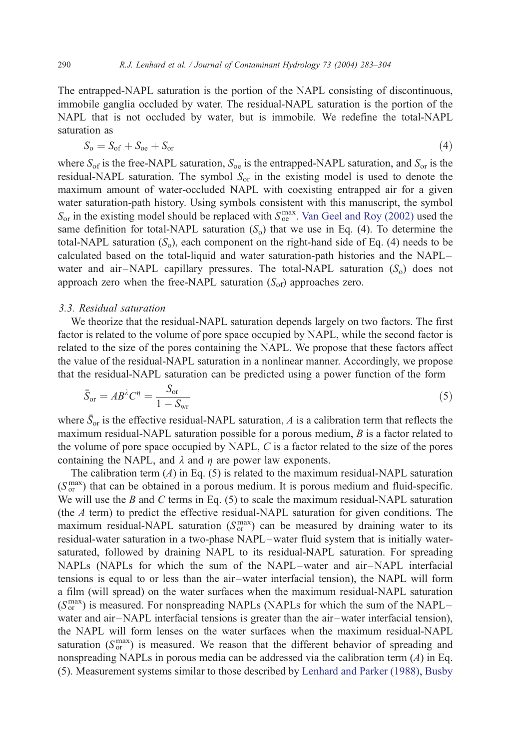The entrapped-NAPL saturation is the portion of the NAPL consisting of discontinuous, immobile ganglia occluded by water. The residual-NAPL saturation is the portion of the NAPL that is not occluded by water, but is immobile. We redefine the total-NAPL saturation as

$$S_o = S_{of} + S_{oe} + S_{or} \tag{4}$$

where $S_{of}$ is the free-NAPL saturation, $S_{oe}$ is the entrapped-NAPL saturation, and $S_{or}$ is the residual-NAPL saturation. The symbol $S_{or}$ in the existing model is used to denote the maximum amount of water-occluded NAPL with coexisting entrapped air for a given water saturation-path history. Using symbols consistent with this manuscript, the symbol $S_{or}$ in the existing model should be replaced with $S_{oe}^{max}$. Van Geel and Roy (2002) used the same definition for total-NAPL saturation ($S_o$) that we use in Eq. (4). To determine the total-NAPL saturation ($S_o$), each component on the right-hand side of Eq. (4) needs to be calculated based on the total-liquid and water saturation-path histories and the NAPL–water and air–NAPL capillary pressures. The total-NAPL saturation ($S_o$) does not approach zero when the free-NAPL saturation ($S_{of}$) approaches zero.

### *3.3. Residual saturation*

We theorize that the residual-NAPL saturation depends largely on two factors. The first factor is related to the volume of pore space occupied by NAPL, while the second factor is related to the size of the pores containing the NAPL. We propose that these factors affect the value of the residual-NAPL saturation in a nonlinear manner. Accordingly, we propose that the residual-NAPL saturation can be predicted using a power function of the form

$$\bar{S}_{or} = AB^{\lambda}C^{\eta} = \frac{S_{or}}{1 - S_{wr}} \tag{5}$$

where $\bar{S}_{or}$ is the effective residual-NAPL saturation, $A$ is a calibration term that reflects the maximum residual-NAPL saturation possible for a porous medium, $B$ is a factor related to the volume of pore space occupied by NAPL, $C$ is a factor related to the size of the pores containing the NAPL, and $\lambda$ and $\eta$ are power law exponents.

The calibration term ($A$) in Eq. (5) is related to the maximum residual-NAPL saturation ($S_{or}^{max}$) that can be obtained in a porous medium. It is porous medium and fluid-specific. We will use the $B$ and $C$ terms in Eq. (5) to scale the maximum residual-NAPL saturation (the $A$ term) to predict the effective residual-NAPL saturation for given conditions. The maximum residual-NAPL saturation ($S_{or}^{max}$) can be measured by draining water to its residual-water saturation in a two-phase NAPL–water fluid system that is initially water-saturated, followed by draining NAPL to its residual-NAPL saturation. For spreading NAPLs (NAPLs for which the sum of the NAPL–water and air–NAPL interfacial tensions is equal to or less than the air–water interfacial tension), the NAPL will form a film (will spread) on the water surfaces when the maximum residual-NAPL saturation ($S_{or}^{max}$) is measured. For nonspreading NAPLs (NAPLs for which the sum of the NAPL–water and air–NAPL interfacial tensions is greater than the air–water interfacial tension), the NAPL will form lenses on the water surfaces when the maximum residual-NAPL saturation ($S_{or}^{max}$) is measured. We reason that the different behavior of spreading and nonspreading NAPLs in porous media can be addressed via the calibration term ($A$) in Eq. (5). Measurement systems similar to those described by Lenhard and Parker (1988), Busby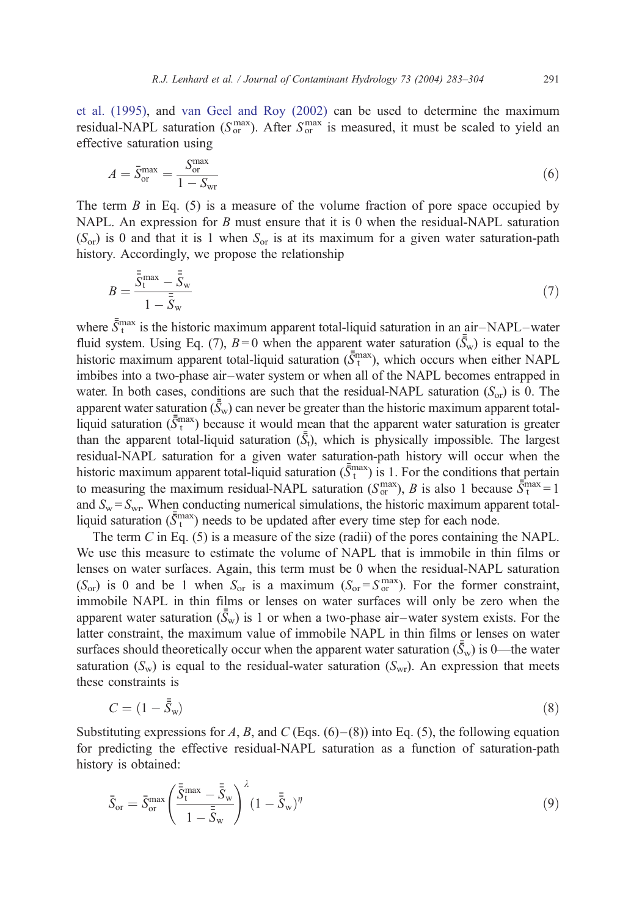et al. (1995), and van Geel and Roy (2002) can be used to determine the maximum residual-NAPL saturation ($S_{or}^{max}$). After $S_{or}^{max}$ is measured, it must be scaled to yield an effective saturation using

$$A = \bar{S}_{or}^{max} = \frac{S_{or}^{max}}{1 - S_{wr}} \tag{6}$$

The term $B$ in Eq. (5) is a measure of the volume fraction of pore space occupied by NAPL. An expression for $B$ must ensure that it is 0 when the residual-NAPL saturation ($S_{or}$) is 0 and that it is 1 when $S_{or}$ is at its maximum for a given water saturation-path history. Accordingly, we propose the relationship

$$B = \frac{\bar{\bar{S}}_{t}^{max} - \bar{\bar{S}}_{w}}{1 - \bar{\bar{S}}_{w}} \tag{7}$$

where $\bar{\bar{S}}_{t}^{max}$ is the historic maximum apparent total-liquid saturation in an air–NAPL–water fluid system. Using Eq. (7), $B = 0$ when the apparent water saturation ($\bar{\bar{S}}_{w}$) is equal to the historic maximum apparent total-liquid saturation ($\bar{\bar{S}}_{t}^{max}$), which occurs when either NAPL imbibes into a two-phase air–water system or when all of the NAPL becomes entrapped in water. In both cases, conditions are such that the residual-NAPL saturation ($S_{or}$) is 0. The apparent water saturation ($\bar{\bar{S}}_{w}$) can never be greater than the historic maximum apparent total-liquid saturation ($\bar{\bar{S}}_{t}^{max}$) because it would mean that the apparent water saturation is greater than the apparent total-liquid saturation ($\bar{\bar{S}}_{t}$), which is physically impossible. The largest residual-NAPL saturation for a given water saturation-path history will occur when the historic maximum apparent total-liquid saturation ($\bar{\bar{S}}_{t}^{max}$) is 1. For the conditions that pertain to measuring the maximum residual-NAPL saturation ($S_{or}^{max}$), $B$ is also 1 because $\bar{\bar{S}}_{t}^{max} = 1$ and $S_{w} = S_{wr}$. When conducting numerical simulations, the historic maximum apparent total-liquid saturation ($\bar{\bar{S}}_{t}^{max}$) needs to be updated after every time step for each node.

The term $C$ in Eq. (5) is a measure of the size (radii) of the pores containing the NAPL. We use this measure to estimate the volume of NAPL that is immobile in thin films or lenses on water surfaces. Again, this term must be 0 when the residual-NAPL saturation ($S_{or}$) is 0 and be 1 when $S_{or}$ is a maximum ($S_{or} = S_{or}^{max}$). For the former constraint, immobile NAPL in thin films or lenses on water surfaces will only be zero when the apparent water saturation ($\bar{\bar{S}}_{w}$) is 1 or when a two-phase air–water system exists. For the latter constraint, the maximum value of immobile NAPL in thin films or lenses on water surfaces should theoretically occur when the apparent water saturation ($\bar{\bar{S}}_{w}$) is 0—the water saturation ($S_{w}$) is equal to the residual-water saturation ($S_{wr}$). An expression that meets these constraints is

$$C = (1 - \bar{\bar{S}}_{w}) \tag{8}$$

Substituting expressions for $A$, $B$, and $C$ (Eqs. (6)–(8)) into Eq. (5), the following equation for predicting the effective residual-NAPL saturation as a function of saturation-path history is obtained:

$$\bar{S}_{or} = \bar{S}_{or}^{max} \left( \frac{\bar{\bar{S}}_{t}^{max} - \bar{\bar{S}}_{w}}{1 - \bar{\bar{S}}_{w}} \right)^{\lambda} (1 - \bar{\bar{S}}_{w})^{\eta} \tag{9}$$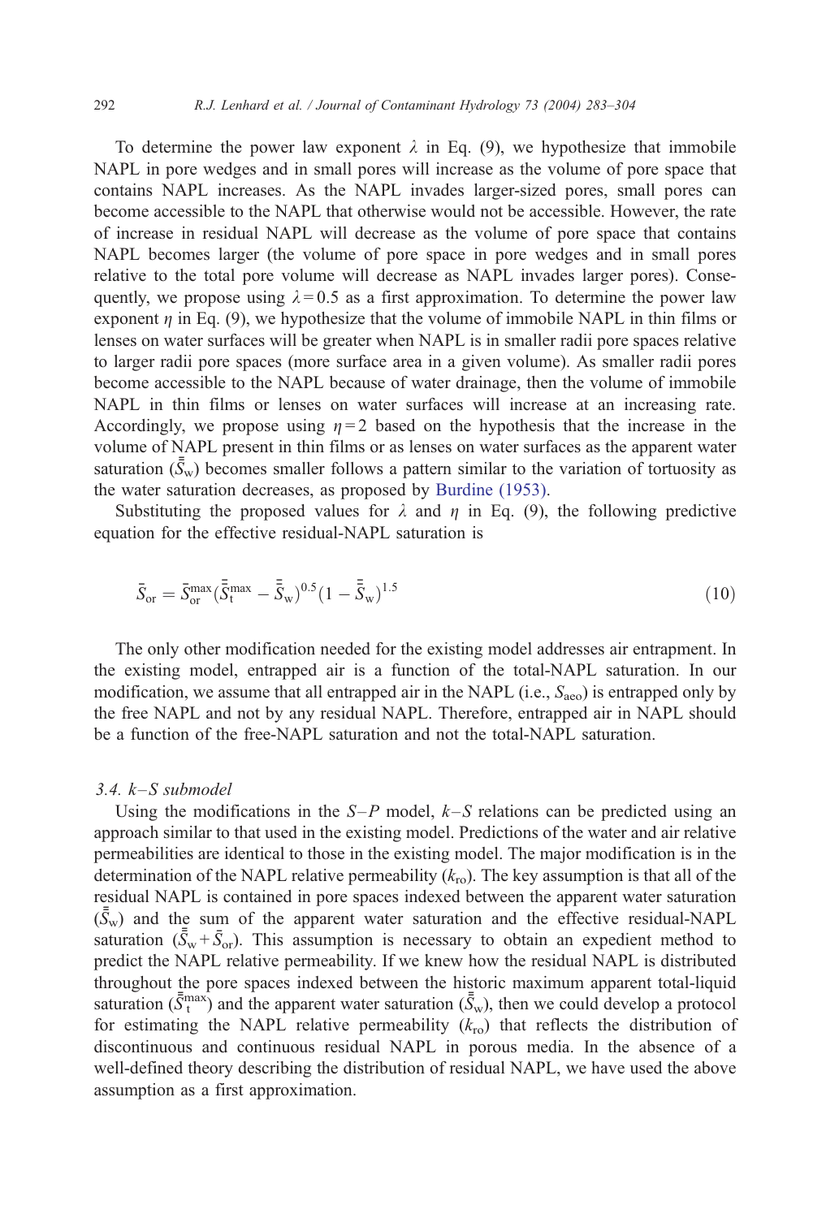To determine the power law exponent $\lambda$ in Eq. (9), we hypothesize that immobile NAPL in pore wedges and in small pores will increase as the volume of pore space that contains NAPL increases. As the NAPL invades larger-sized pores, small pores can become accessible to the NAPL that otherwise would not be accessible. However, the rate of increase in residual NAPL will decrease as the volume of pore space that contains NAPL becomes larger (the volume of pore space in pore wedges and in small pores relative to the total pore volume will decrease as NAPL invades larger pores). Consequently, we propose using $\lambda = 0.5$ as a first approximation. To determine the power law exponent $\eta$ in Eq. (9), we hypothesize that the volume of immobile NAPL in thin films or lenses on water surfaces will be greater when NAPL is in smaller radii pore spaces relative to larger radii pore spaces (more surface area in a given volume). As smaller radii pores become accessible to the NAPL because of water drainage, then the volume of immobile NAPL in thin films or lenses on water surfaces will increase at an increasing rate. Accordingly, we propose using $\eta = 2$ based on the hypothesis that the increase in the volume of NAPL present in thin films or as lenses on water surfaces as the apparent water saturation ($\bar{\bar{S}}_\mathrm{w}$) becomes smaller follows a pattern similar to the variation of tortuosity as the water saturation decreases, as proposed by Burdine (1953).

Substituting the proposed values for $\lambda$ and $\eta$ in Eq. (9), the following predictive equation for the effective residual-NAPL saturation is

$$\bar{S}_\mathrm{or} = \bar{S}_\mathrm{or}^\mathrm{max} (\bar{\bar{S}}_\mathrm{t}^\mathrm{max} - \bar{\bar{S}}_\mathrm{w})^{0.5} (1 - \bar{\bar{S}}_\mathrm{w})^{1.5} \tag{10}$$

The only other modification needed for the existing model addresses air entrapment. In the existing model, entrapped air is a function of the total-NAPL saturation. In our modification, we assume that all entrapped air in the NAPL (i.e., $S_\mathrm{aeo}$) is entrapped only by the free NAPL and not by any residual NAPL. Therefore, entrapped air in NAPL should be a function of the free-NAPL saturation and not the total-NAPL saturation.

### *3.4. k–S submodel*

Using the modifications in the $S$–$P$ model, $k$–$S$ relations can be predicted using an approach similar to that used in the existing model. Predictions of the water and air relative permeabilities are identical to those in the existing model. The major modification is in the determination of the NAPL relative permeability ($k_\mathrm{ro}$). The key assumption is that all of the residual NAPL is contained in pore spaces indexed between the apparent water saturation ($\bar{\bar{S}}_\mathrm{w}$) and the sum of the apparent water saturation and the effective residual-NAPL saturation ($\bar{\bar{S}}_\mathrm{w} + \bar{S}_\mathrm{or}$). This assumption is necessary to obtain an expedient method to predict the NAPL relative permeability. If we knew how the residual NAPL is distributed throughout the pore spaces indexed between the historic maximum apparent total-liquid saturation ($\bar{\bar{S}}_\mathrm{t}^\mathrm{max}$) and the apparent water saturation ($\bar{\bar{S}}_\mathrm{w}$), then we could develop a protocol for estimating the NAPL relative permeability ($k_\mathrm{ro}$) that reflects the distribution of discontinuous and continuous residual NAPL in porous media. In the absence of a well-defined theory describing the distribution of residual NAPL, we have used the above assumption as a first approximation.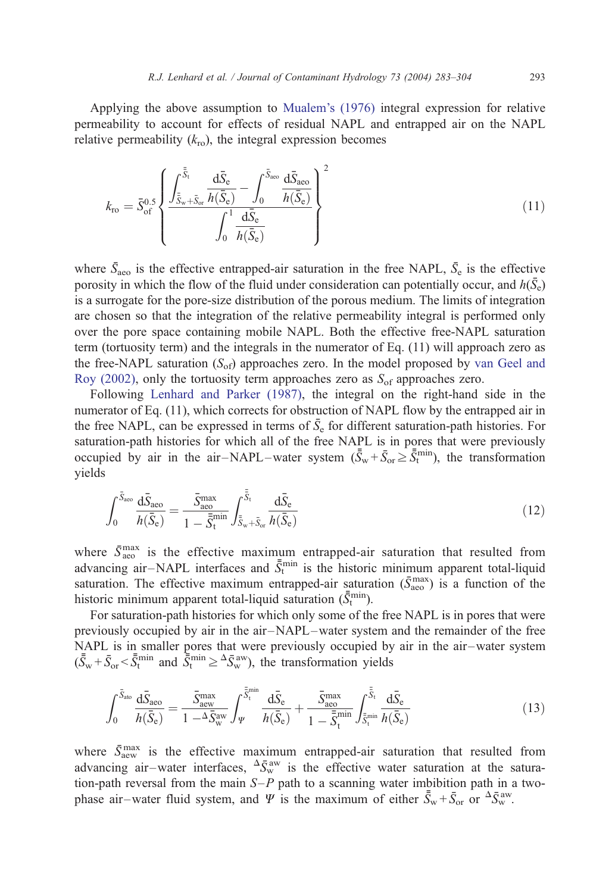Applying the above assumption to Mualem's (1976) integral expression for relative permeability to account for effects of residual NAPL and entrapped air on the NAPL relative permeability ($k_{ro}$), the integral expression becomes

$$k_{ro} = \bar{S}_{of}^{0.5} \left\{ \frac{\int_{\bar{\bar{S}}_w + \bar{S}_{or}}^{\bar{\bar{S}}_t} \frac{d\bar{S}_e}{h(\bar{S}_e)} - \int_0^{\bar{S}_{aeo}} \frac{d\bar{S}_{aeo}}{h(\bar{S}_e)}}{\int_0^1 \frac{d\bar{S}_e}{h(\bar{S}_e)}} \right\}^2 \tag{11}$$

where $\bar{S}_{aeo}$ is the effective entrapped-air saturation in the free NAPL, $\bar{S}_e$ is the effective porosity in which the flow of the fluid under consideration can potentially occur, and $h(\bar{S}_e)$ is a surrogate for the pore-size distribution of the porous medium. The limits of integration are chosen so that the integration of the relative permeability integral is performed only over the pore space containing mobile NAPL. Both the effective free-NAPL saturation term (tortuosity term) and the integrals in the numerator of Eq. (11) will approach zero as the free-NAPL saturation ($S_{of}$) approaches zero. In the model proposed by van Geel and Roy (2002), only the tortuosity term approaches zero as $S_{of}$ approaches zero.

Following Lenhard and Parker (1987), the integral on the right-hand side in the numerator of Eq. (11), which corrects for obstruction of NAPL flow by the entrapped air in the free NAPL, can be expressed in terms of $\bar{S}_e$ for different saturation-path histories. For saturation-path histories for which all of the free NAPL is in pores that were previously occupied by air in the air–NAPL–water system ($\bar{\bar{S}}_w + \bar{S}_{or} \geq \bar{\bar{S}}_t^{min}$), the transformation yields

$$\int_0^{\bar{S}_{aeo}} \frac{d\bar{S}_{aeo}}{h(\bar{S}_e)} = \frac{\bar{S}_{aeo}^{max}}{1 - \bar{\bar{S}}_t^{min}} \int_{\bar{\bar{S}}_w + \bar{S}_{or}}^{\bar{\bar{S}}_t} \frac{d\bar{S}_e}{h(\bar{S}_e)} \tag{12}$$

where $\bar{S}_{aeo}^{max}$ is the effective maximum entrapped-air saturation that resulted from advancing air–NAPL interfaces and $\bar{\bar{S}}_t^{min}$ is the historic minimum apparent total-liquid saturation. The effective maximum entrapped-air saturation ($\bar{S}_{aeo}^{max}$) is a function of the historic minimum apparent total-liquid saturation ($\bar{\bar{S}}_t^{min}$).

For saturation-path histories for which only some of the free NAPL is in pores that were previously occupied by air in the air–NAPL–water system and the remainder of the free NAPL is in smaller pores that were previously occupied by air in the air–water system ($\bar{\bar{S}}_w + \bar{S}_{or} < \bar{\bar{S}}_t^{min}$ and $\bar{\bar{S}}_t^{min} \geq {}^{\Delta}\bar{S}_w^{aw}$), the transformation yields

$$\int_0^{\bar{S}_{ato}} \frac{d\bar{S}_{aeo}}{h(\bar{S}_e)} = \frac{\bar{S}_{aew}^{max}}{1 - {}^{\Delta}\bar{S}_w^{aw}} \int_{\Psi}^{\bar{\bar{S}}_t^{min}} \frac{d\bar{S}_e}{h(\bar{S}_e)} + \frac{\bar{S}_{aeo}^{max}}{1 - \bar{\bar{S}}_t^{min}} \int_{\bar{\bar{S}}_t^{min}}^{\bar{\bar{S}}_t} \frac{d\bar{S}_e}{h(\bar{S}_e)} \tag{13}$$

where $\bar{S}_{aew}^{max}$ is the effective maximum entrapped-air saturation that resulted from advancing air–water interfaces, ${}^{\Delta}\bar{S}_w^{aw}$ is the effective water saturation at the saturation-path reversal from the main $S$–$P$ path to a scanning water imbibition path in a two-phase air–water fluid system, and $\Psi$ is the maximum of either $\bar{\bar{S}}_w + \bar{S}_{or}$ or ${}^{\Delta}\bar{S}_w^{aw}$.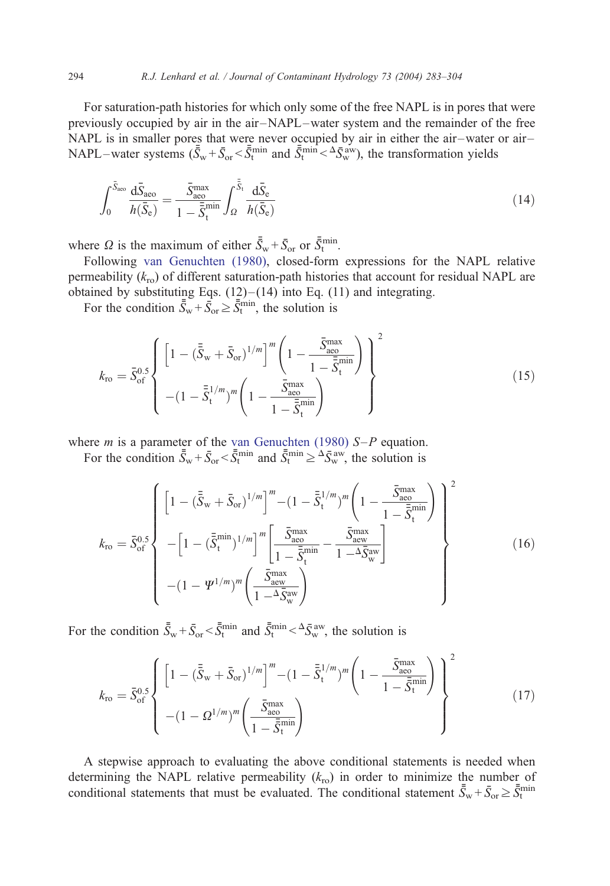For saturation-path histories for which only some of the free NAPL is in pores that were previously occupied by air in the air–NAPL–water system and the remainder of the free NAPL is in smaller pores that were never occupied by air in either the air–water or air–NAPL–water systems ($\bar{\bar{S}}_w + \bar{S}_{or} < \bar{\bar{S}}_t^{min}$ and $\bar{\bar{S}}_t^{min} < {}^{\Delta}\bar{S}_w^{aw}$), the transformation yields

$$\int_0^{\bar{S}_{aeo}} \frac{d\bar{S}_{aeo}}{h(\bar{S}_e)} = \frac{\bar{S}_{aeo}^{max}}{1 - \bar{\bar{S}}_t^{min}} \int_{\Omega}^{\bar{\bar{S}}_t} \frac{d\bar{S}_e}{h(\bar{S}_e)} \tag{14}$$

where $\Omega$ is the maximum of either $\bar{\bar{S}}_w + \bar{S}_{or}$ or $\bar{\bar{S}}_t^{min}$.

Following van Genuchten (1980), closed-form expressions for the NAPL relative permeability ($k_{ro}$) of different saturation-path histories that account for residual NAPL are obtained by substituting Eqs. (12)–(14) into Eq. (11) and integrating.

For the condition $\bar{\bar{S}}_w + \bar{S}_{or} \geq \bar{\bar{S}}_t^{min}$, the solution is

$$k_{ro} = \bar{S}_{of}^{0.5} \left\{ \begin{array}{l} \left[1 - (\bar{\bar{S}}_w + \bar{S}_{or})^{1/m}\right]^m \left(1 - \dfrac{\bar{S}_{aeo}^{max}}{1 - \bar{\bar{S}}_t^{min}}\right) \\ -(1 - \bar{\bar{S}}_t^{1/m})^m \left(1 - \dfrac{\bar{S}_{aeo}^{max}}{1 - \bar{\bar{S}}_t^{min}}\right) \end{array} \right\}^2 \tag{15}$$

where $m$ is a parameter of the van Genuchten (1980) $S$–$P$ equation.

For the condition $\bar{\bar{S}}_w + \bar{S}_{or} < \bar{\bar{S}}_t^{min}$ and $\bar{\bar{S}}_t^{min} \geq {}^{\Delta}\bar{S}_w^{aw}$, the solution is

$$k_{ro} = \bar{S}_{of}^{0.5} \left\{ \begin{array}{l} \left[1 - (\bar{\bar{S}}_w + \bar{S}_{or})^{1/m}\right]^m - (1 - \bar{\bar{S}}_t^{1/m})^m \left(1 - \dfrac{\bar{S}_{aeo}^{max}}{1 - \bar{\bar{S}}_t^{min}}\right) \\ -\left[1 - (\bar{\bar{S}}_t^{min})^{1/m}\right]^m \left[\dfrac{\bar{S}_{aeo}^{max}}{1 - \bar{\bar{S}}_t^{min}} - \dfrac{\bar{S}_{aew}^{max}}{1 - {}^{\Delta}\bar{S}_w^{aw}}\right] \\ -(1 - \Psi^{1/m})^m \left(\dfrac{\bar{S}_{aew}^{max}}{1 - {}^{\Delta}\bar{S}_w^{aw}}\right) \end{array} \right\}^2 \tag{16}$$

For the condition $\bar{\bar{S}}_w + \bar{S}_{or} < \bar{\bar{S}}_t^{min}$ and $\bar{\bar{S}}_t^{min} < {}^{\Delta}\bar{S}_w^{aw}$, the solution is

$$k_{ro} = \bar{S}_{of}^{0.5} \left\{ \begin{array}{l} \left[1 - (\bar{\bar{S}}_w + \bar{S}_{or})^{1/m}\right]^m - (1 - \bar{\bar{S}}_t^{1/m})^m \left(1 - \dfrac{\bar{S}_{aeo}^{max}}{1 - \bar{\bar{S}}_t^{min}}\right) \\ -(1 - \Omega^{1/m})^m \left(\dfrac{\bar{S}_{aeo}^{max}}{1 - \bar{\bar{S}}_t^{min}}\right) \end{array} \right\}^2 \tag{17}$$

A stepwise approach to evaluating the above conditional statements is needed when determining the NAPL relative permeability ($k_{ro}$) in order to minimize the number of conditional statements that must be evaluated. The conditional statement $\bar{\bar{S}}_w + \bar{S}_{or} \geq \bar{\bar{S}}_t^{min}$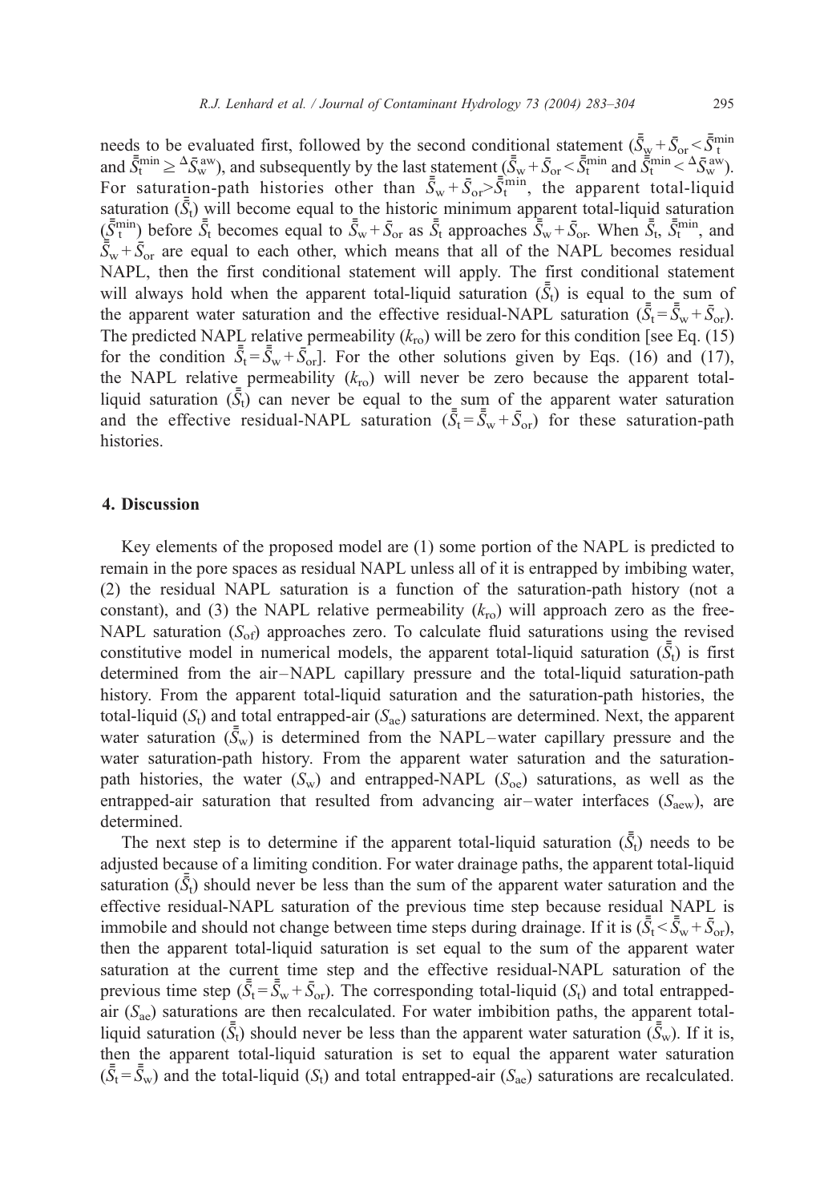needs to be evaluated first, followed by the second conditional statement ($\bar{\bar{S}}_w + \bar{S}_{or} < \bar{\bar{S}}_t^{min}$ and $\bar{\bar{S}}_t^{min} \geq {}^{\Delta}\bar{S}_w^{aw}$), and subsequently by the last statement ($\bar{\bar{S}}_w + \bar{S}_{or} < \bar{\bar{S}}_t^{min}$ and $\bar{\bar{S}}_t^{min} < {}^{\Delta}\bar{S}_w^{aw}$). For saturation-path histories other than $\bar{\bar{S}}_w + \bar{S}_{or} > \bar{\bar{S}}_t^{min}$, the apparent total-liquid saturation ($\bar{\bar{S}}_t$) will become equal to the historic minimum apparent total-liquid saturation ($\bar{\bar{S}}_t^{min}$) before $\bar{\bar{S}}_t$ becomes equal to $\bar{\bar{S}}_w + \bar{S}_{or}$ as $\bar{\bar{S}}_t$ approaches $\bar{\bar{S}}_w + \bar{S}_{or}$. When $\bar{\bar{S}}_t$, $\bar{\bar{S}}_t^{min}$, and $\bar{\bar{S}}_w + \bar{S}_{or}$ are equal to each other, which means that all of the NAPL becomes residual NAPL, then the first conditional statement will apply. The first conditional statement will always hold when the apparent total-liquid saturation ($\bar{\bar{S}}_t$) is equal to the sum of the apparent water saturation and the effective residual-NAPL saturation ($\bar{\bar{S}}_t = \bar{\bar{S}}_w + \bar{S}_{or}$). The predicted NAPL relative permeability ($k_{ro}$) will be zero for this condition [see Eq. (15) for the condition $\bar{\bar{S}}_t = \bar{\bar{S}}_w + \bar{S}_{or}$]. For the other solutions given by Eqs. (16) and (17), the NAPL relative permeability ($k_{ro}$) will never be zero because the apparent total-liquid saturation ($\bar{\bar{S}}_t$) can never be equal to the sum of the apparent water saturation and the effective residual-NAPL saturation ($\bar{\bar{S}}_t = \bar{\bar{S}}_w + \bar{S}_{or}$) for these saturation-path histories.

## 4. Discussion

Key elements of the proposed model are (1) some portion of the NAPL is predicted to remain in the pore spaces as residual NAPL unless all of it is entrapped by imbibing water, (2) the residual NAPL saturation is a function of the saturation-path history (not a constant), and (3) the NAPL relative permeability ($k_{ro}$) will approach zero as the free-NAPL saturation ($S_{of}$) approaches zero. To calculate fluid saturations using the revised constitutive model in numerical models, the apparent total-liquid saturation ($\bar{\bar{S}}_t$) is first determined from the air–NAPL capillary pressure and the total-liquid saturation-path history. From the apparent total-liquid saturation and the saturation-path histories, the total-liquid ($S_t$) and total entrapped-air ($S_{ae}$) saturations are determined. Next, the apparent water saturation ($\bar{\bar{S}}_w$) is determined from the NAPL–water capillary pressure and the water saturation-path history. From the apparent water saturation and the saturation-path histories, the water ($S_w$) and entrapped-NAPL ($S_{oe}$) saturations, as well as the entrapped-air saturation that resulted from advancing air–water interfaces ($S_{aew}$), are determined.

The next step is to determine if the apparent total-liquid saturation ($\bar{\bar{S}}_t$) needs to be adjusted because of a limiting condition. For water drainage paths, the apparent total-liquid saturation ($\bar{\bar{S}}_t$) should never be less than the sum of the apparent water saturation and the effective residual-NAPL saturation of the previous time step because residual NAPL is immobile and should not change between time steps during drainage. If it is ($\bar{\bar{S}}_t < \bar{\bar{S}}_w + \bar{S}_{or}$), then the apparent total-liquid saturation is set equal to the sum of the apparent water saturation at the current time step and the effective residual-NAPL saturation of the previous time step ($\bar{\bar{S}}_t = \bar{\bar{S}}_w + \bar{S}_{or}$). The corresponding total-liquid ($S_t$) and total entrapped-air ($S_{ae}$) saturations are then recalculated. For water imbibition paths, the apparent total-liquid saturation ($\bar{\bar{S}}_t$) should never be less than the apparent water saturation ($\bar{\bar{S}}_w$). If it is, then the apparent total-liquid saturation is set to equal the apparent water saturation ($\bar{\bar{S}}_t = \bar{\bar{S}}_w$) and the total-liquid ($S_t$) and total entrapped-air ($S_{ae}$) saturations are recalculated.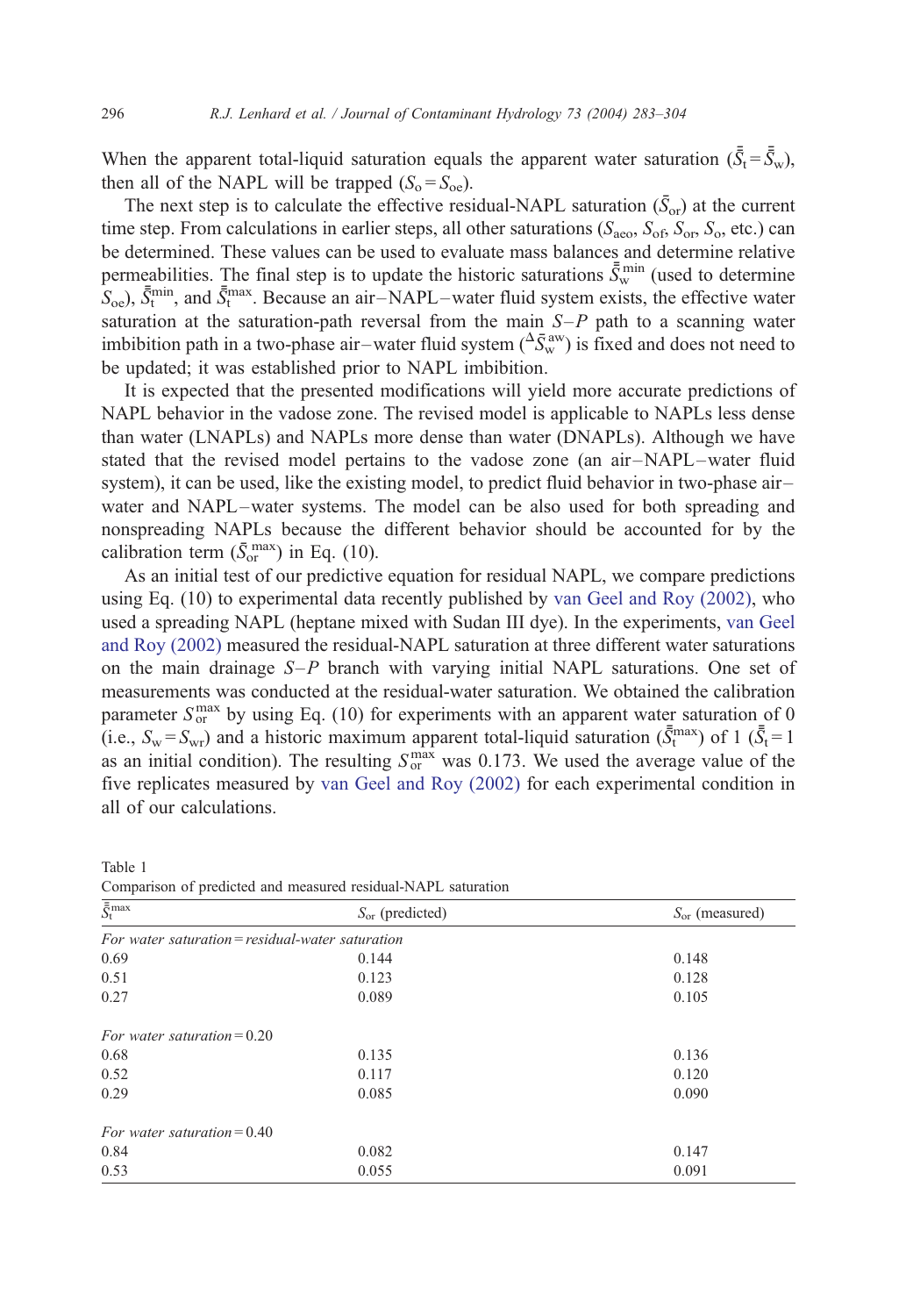When the apparent total-liquid saturation equals the apparent water saturation ($\bar{\bar{S}}_t = \bar{\bar{S}}_w$), then all of the NAPL will be trapped ($S_o = S_{oe}$).

The next step is to calculate the effective residual-NAPL saturation ($\bar{S}_{or}$) at the current time step. From calculations in earlier steps, all other saturations ($S_{aeo}$, $S_{of}$, $S_{or}$, $S_o$, etc.) can be determined. These values can be used to evaluate mass balances and determine relative permeabilities. The final step is to update the historic saturations $\bar{\bar{S}}_w^{min}$ (used to determine $S_{oe}$), $\bar{\bar{S}}_t^{min}$, and $\bar{\bar{S}}_t^{max}$. Because an air–NAPL–water fluid system exists, the effective water saturation at the saturation-path reversal from the main $S$–$P$ path to a scanning water imbibition path in a two-phase air–water fluid system (${}^{\Delta}\bar{S}_w^{aw}$) is fixed and does not need to be updated; it was established prior to NAPL imbibition.

It is expected that the presented modifications will yield more accurate predictions of NAPL behavior in the vadose zone. The revised model is applicable to NAPLs less dense than water (LNAPLs) and NAPLs more dense than water (DNAPLs). Although we have stated that the revised model pertains to the vadose zone (an air–NAPL–water fluid system), it can be used, like the existing model, to predict fluid behavior in two-phase air–water and NAPL–water systems. The model can be also used for both spreading and nonspreading NAPLs because the different behavior should be accounted for by the calibration term ($\bar{S}_{or}^{max}$) in Eq. (10).

As an initial test of our predictive equation for residual NAPL, we compare predictions using Eq. (10) to experimental data recently published by van Geel and Roy (2002), who used a spreading NAPL (heptane mixed with Sudan III dye). In the experiments, van Geel and Roy (2002) measured the residual-NAPL saturation at three different water saturations on the main drainage $S$–$P$ branch with varying initial NAPL saturations. One set of measurements was conducted at the residual-water saturation. We obtained the calibration parameter $S_{or}^{max}$ by using Eq. (10) for experiments with an apparent water saturation of 0 (i.e., $S_w = S_{wr}$) and a historic maximum apparent total-liquid saturation ($\bar{\bar{S}}_t^{max}$) of 1 ($\bar{\bar{S}}_t = 1$ as an initial condition). The resulting $S_{or}^{max}$ was 0.173. We used the average value of the five replicates measured by van Geel and Roy (2002) for each experimental condition in all of our calculations.

Table 1
Comparison of predicted and measured residual-NAPL saturation

| $\bar{\bar{S}}_t^{max}$ | $S_{or}$ (predicted) | $S_{or}$ (measured) |
|---|---|---|
| *For water saturation = residual-water saturation* | | |
| 0.69 | 0.144 | 0.148 |
| 0.51 | 0.123 | 0.128 |
| 0.27 | 0.089 | 0.105 |
| *For water saturation = 0.20* | | |
| 0.68 | 0.135 | 0.136 |
| 0.52 | 0.117 | 0.120 |
| 0.29 | 0.085 | 0.090 |
| *For water saturation = 0.40* | | |
| 0.84 | 0.082 | 0.147 |
| 0.53 | 0.055 | 0.091 |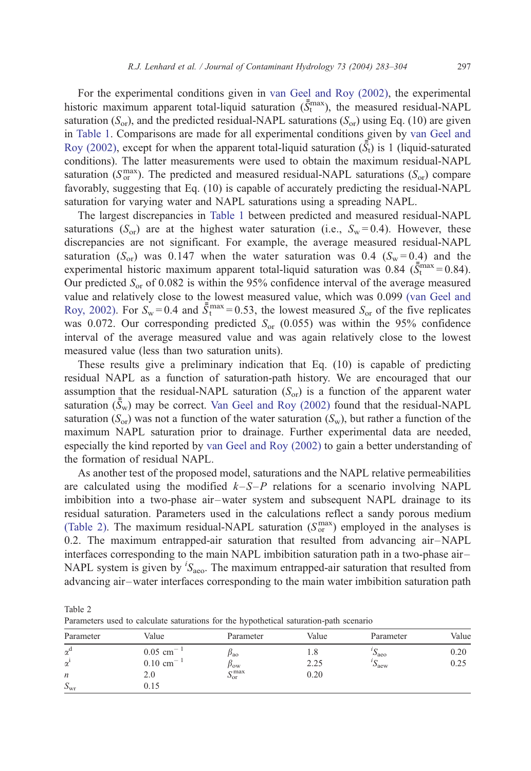For the experimental conditions given in van Geel and Roy (2002), the experimental historic maximum apparent total-liquid saturation ($\bar{\bar{S}}_t^{max}$), the measured residual-NAPL saturation ($S_{or}$), and the predicted residual-NAPL saturations ($S_{or}$) using Eq. (10) are given in Table 1. Comparisons are made for all experimental conditions given by van Geel and Roy (2002), except for when the apparent total-liquid saturation ($\bar{\bar{S}}_t$) is 1 (liquid-saturated conditions). The latter measurements were used to obtain the maximum residual-NAPL saturation ($S_{or}^{max}$). The predicted and measured residual-NAPL saturations ($S_{or}$) compare favorably, suggesting that Eq. (10) is capable of accurately predicting the residual-NAPL saturation for varying water and NAPL saturations using a spreading NAPL.

The largest discrepancies in Table 1 between predicted and measured residual-NAPL saturations ($S_{or}$) are at the highest water saturation (i.e., $S_w = 0.4$). However, these discrepancies are not significant. For example, the average measured residual-NAPL saturation ($S_{or}$) was 0.147 when the water saturation was 0.4 ($S_w = 0.4$) and the experimental historic maximum apparent total-liquid saturation was 0.84 ($\bar{\bar{S}}_t^{max} = 0.84$). Our predicted $S_{or}$ of 0.082 is within the 95% confidence interval of the average measured value and relatively close to the lowest measured value, which was 0.099 (van Geel and Roy, 2002). For $S_w = 0.4$ and $\bar{\bar{S}}_t^{max} = 0.53$, the lowest measured $S_{or}$ of the five replicates was 0.072. Our corresponding predicted $S_{or}$ (0.055) was within the 95% confidence interval of the average measured value and was again relatively close to the lowest measured value (less than two saturation units).

These results give a preliminary indication that Eq. (10) is capable of predicting residual NAPL as a function of saturation-path history. We are encouraged that our assumption that the residual-NAPL saturation ($S_{or}$) is a function of the apparent water saturation ($\bar{\bar{S}}_w$) may be correct. Van Geel and Roy (2002) found that the residual-NAPL saturation ($S_{or}$) was not a function of the water saturation ($S_w$), but rather a function of the maximum NAPL saturation prior to drainage. Further experimental data are needed, especially the kind reported by van Geel and Roy (2002) to gain a better understanding of the formation of residual NAPL.

As another test of the proposed model, saturations and the NAPL relative permeabilities are calculated using the modified $k$–$S$–$P$ relations for a scenario involving NAPL imbibition into a two-phase air–water system and subsequent NAPL drainage to its residual saturation. Parameters used in the calculations reflect a sandy porous medium (Table 2). The maximum residual-NAPL saturation ($S_{or}^{max}$) employed in the analyses is 0.2. The maximum entrapped-air saturation that resulted from advancing air–NAPL interfaces corresponding to the main NAPL imbibition saturation path in a two-phase air–NAPL system is given by ${}^{i}S_{aeo}$. The maximum entrapped-air saturation that resulted from advancing air–water interfaces corresponding to the main water imbibition saturation path

Table 2
Parameters used to calculate saturations for the hypothetical saturation-path scenario

| Parameter | Value | Parameter | Value | Parameter | Value |
|---|---|---|---|---|---|
| $\alpha^d$ | 0.05 $cm^{-1}$ | $\beta_{ao}$ | 1.8 | ${}^{i}S_{aeo}$ | 0.20 |
| $\alpha^i$ | 0.10 $cm^{-1}$ | $\beta_{ow}$ | 2.25 | ${}^{i}S_{aew}$ | 0.25 |
| $n$ | 2.0 | $S_{or}^{max}$ | 0.20 | | |
| $S_{wr}$ | 0.15 | | | | |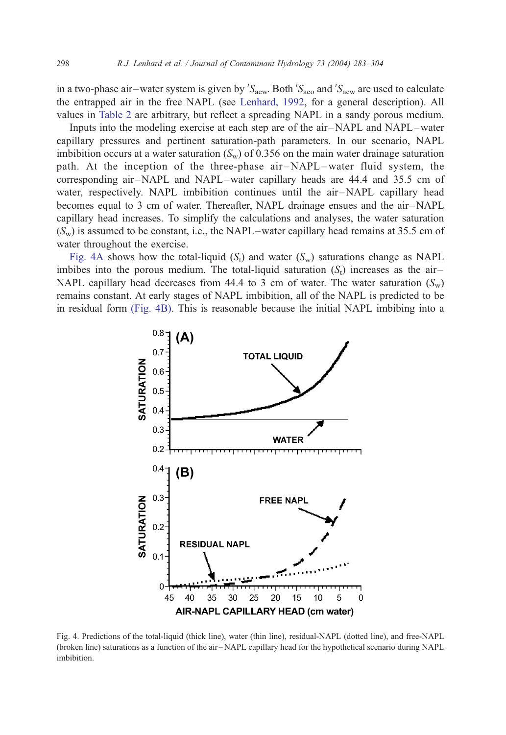in a two-phase air–water system is given by ${}^{i}S_{aew}$. Both ${}^{i}S_{aeo}$ and ${}^{i}S_{aew}$ are used to calculate the entrapped air in the free NAPL (see Lenhard, 1992, for a general description). All values in Table 2 are arbitrary, but reflect a spreading NAPL in a sandy porous medium.

Inputs into the modeling exercise at each step are of the air–NAPL and NAPL–water capillary pressures and pertinent saturation-path parameters. In our scenario, NAPL imbibition occurs at a water saturation ($S_w$) of 0.356 on the main water drainage saturation path. At the inception of the three-phase air–NAPL–water fluid system, the corresponding air–NAPL and NAPL–water capillary heads are 44.4 and 35.5 cm of water, respectively. NAPL imbibition continues until the air–NAPL capillary head becomes equal to 3 cm of water. Thereafter, NAPL drainage ensues and the air–NAPL capillary head increases. To simplify the calculations and analyses, the water saturation ($S_w$) is assumed to be constant, i.e., the NAPL–water capillary head remains at 35.5 cm of water throughout the exercise.

Fig. 4A shows how the total-liquid ($S_t$) and water ($S_w$) saturations change as NAPL imbibes into the porous medium. The total-liquid saturation ($S_t$) increases as the air–NAPL capillary head decreases from 44.4 to 3 cm of water. The water saturation ($S_w$) remains constant. At early stages of NAPL imbibition, all of the NAPL is predicted to be in residual form (Fig. 4B). This is reasonable because the initial NAPL imbibing into a

Fig. 4. Predictions of the total-liquid (thick line), water (thin line), residual-NAPL (dotted line), and free-NAPL (broken line) saturations as a function of the air–NAPL capillary head for the hypothetical scenario during NAPL imbibition.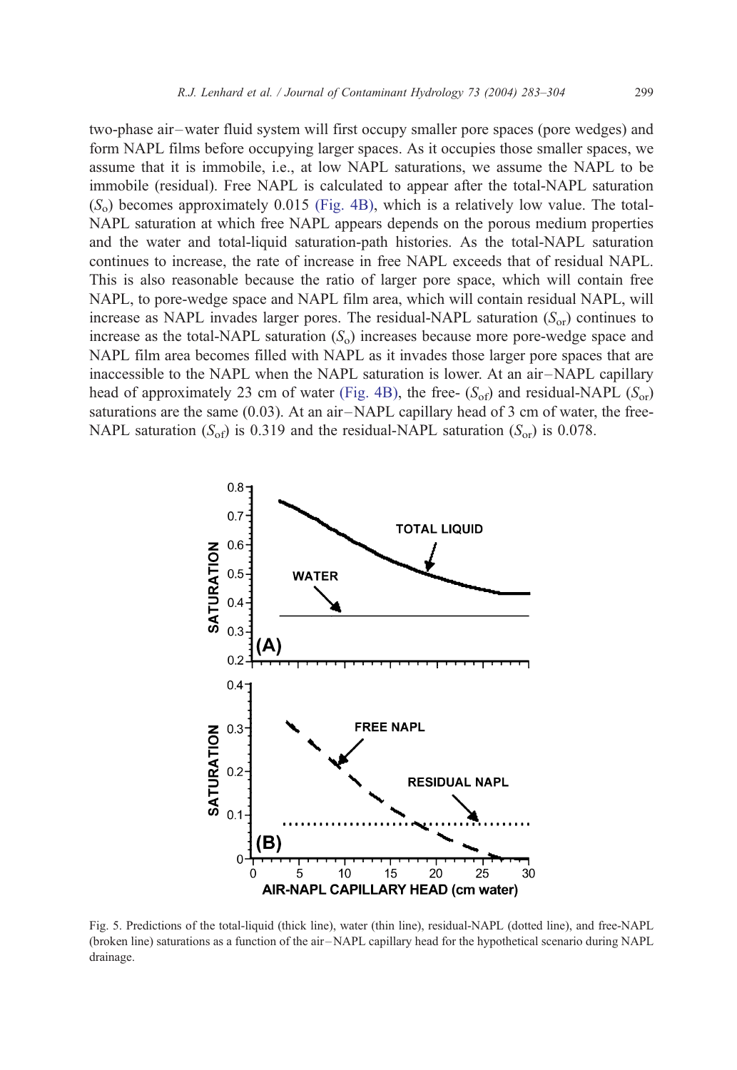two-phase air–water fluid system will first occupy smaller pore spaces (pore wedges) and form NAPL films before occupying larger spaces. As it occupies those smaller spaces, we assume that it is immobile, i.e., at low NAPL saturations, we assume the NAPL to be immobile (residual). Free NAPL is calculated to appear after the total-NAPL saturation ($S_o$) becomes approximately 0.015 (Fig. 4B), which is a relatively low value. The total-NAPL saturation at which free NAPL appears depends on the porous medium properties and the water and total-liquid saturation-path histories. As the total-NAPL saturation continues to increase, the rate of increase in free NAPL exceeds that of residual NAPL. This is also reasonable because the ratio of larger pore space, which will contain free NAPL, to pore-wedge space and NAPL film area, which will contain residual NAPL, will increase as NAPL invades larger pores. The residual-NAPL saturation ($S_{or}$) continues to increase as the total-NAPL saturation ($S_o$) increases because more pore-wedge space and NAPL film area becomes filled with NAPL as it invades those larger pore spaces that are inaccessible to the NAPL when the NAPL saturation is lower. At an air–NAPL capillary head of approximately 23 cm of water (Fig. 4B), the free- ($S_{of}$) and residual-NAPL ($S_{or}$) saturations are the same (0.03). At an air–NAPL capillary head of 3 cm of water, the free-NAPL saturation ($S_{of}$) is 0.319 and the residual-NAPL saturation ($S_{or}$) is 0.078.

Fig. 5. Predictions of the total-liquid (thick line), water (thin line), residual-NAPL (dotted line), and free-NAPL (broken line) saturations as a function of the air–NAPL capillary head for the hypothetical scenario during NAPL drainage.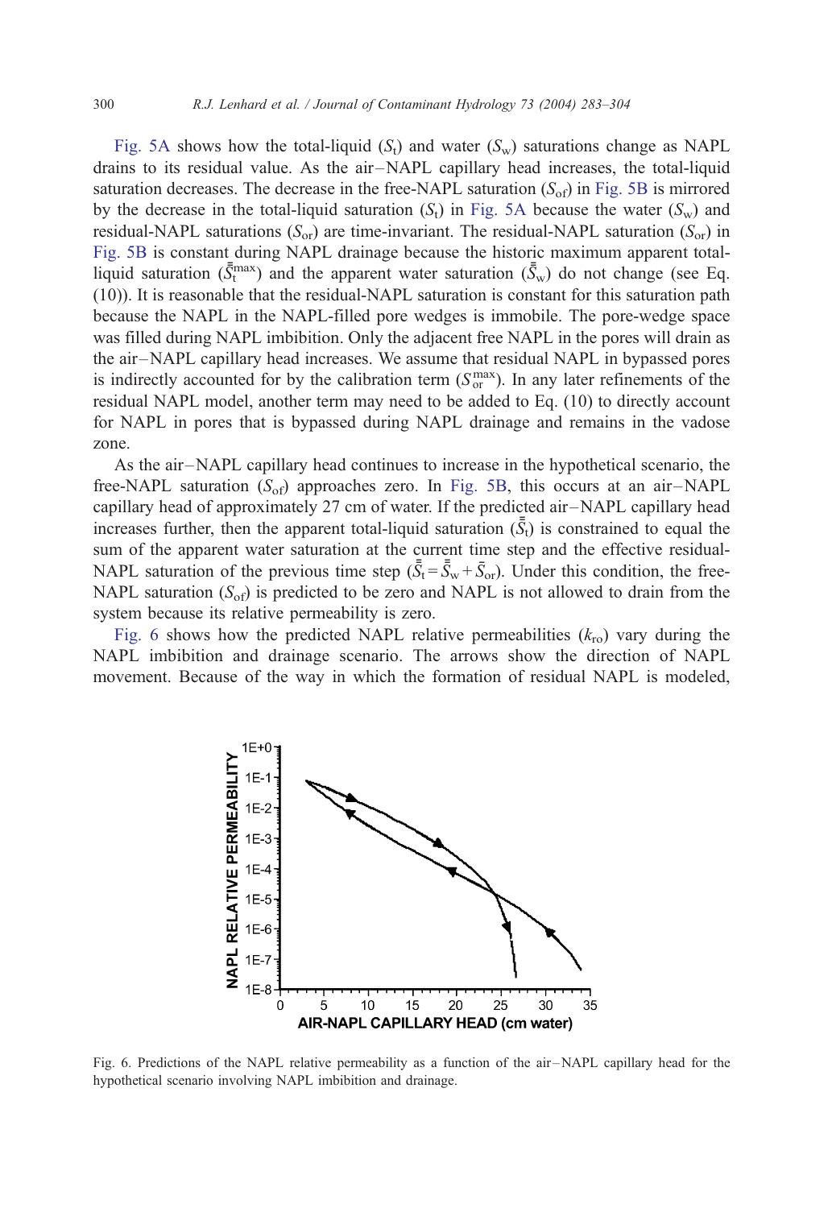Fig. 5A shows how the total-liquid ($S_t$) and water ($S_w$) saturations change as NAPL drains to its residual value. As the air–NAPL capillary head increases, the total-liquid saturation decreases. The decrease in the free-NAPL saturation ($S_{of}$) in Fig. 5B is mirrored by the decrease in the total-liquid saturation ($S_t$) in Fig. 5A because the water ($S_w$) and residual-NAPL saturations ($S_{or}$) are time-invariant. The residual-NAPL saturation ($S_{or}$) in Fig. 5B is constant during NAPL drainage because the historic maximum apparent total-liquid saturation ($\bar{\bar{S}}_t^{max}$) and the apparent water saturation ($\bar{\bar{S}}_w$) do not change (see Eq. (10)). It is reasonable that the residual-NAPL saturation is constant for this saturation path because the NAPL in the NAPL-filled pore wedges is immobile. The pore-wedge space was filled during NAPL imbibition. Only the adjacent free NAPL in the pores will drain as the air–NAPL capillary head increases. We assume that residual NAPL in bypassed pores is indirectly accounted for by the calibration term ($S_{or}^{max}$). In any later refinements of the residual NAPL model, another term may need to be added to Eq. (10) to directly account for NAPL in pores that is bypassed during NAPL drainage and remains in the vadose zone.

As the air–NAPL capillary head continues to increase in the hypothetical scenario, the free-NAPL saturation ($S_{of}$) approaches zero. In Fig. 5B, this occurs at an air–NAPL capillary head of approximately 27 cm of water. If the predicted air–NAPL capillary head increases further, then the apparent total-liquid saturation ($\bar{\bar{S}}_t$) is constrained to equal the sum of the apparent water saturation at the current time step and the effective residual-NAPL saturation of the previous time step ($\bar{\bar{S}}_t = \bar{\bar{S}}_w + \bar{S}_{or}$). Under this condition, the free-NAPL saturation ($S_{of}$) is predicted to be zero and NAPL is not allowed to drain from the system because its relative permeability is zero.

Fig. 6 shows how the predicted NAPL relative permeabilities ($k_{ro}$) vary during the NAPL imbibition and drainage scenario. The arrows show the direction of NAPL movement. Because of the way in which the formation of residual NAPL is modeled,

Fig. 6. Predictions of the NAPL relative permeability as a function of the air–NAPL capillary head for the hypothetical scenario involving NAPL imbibition and drainage.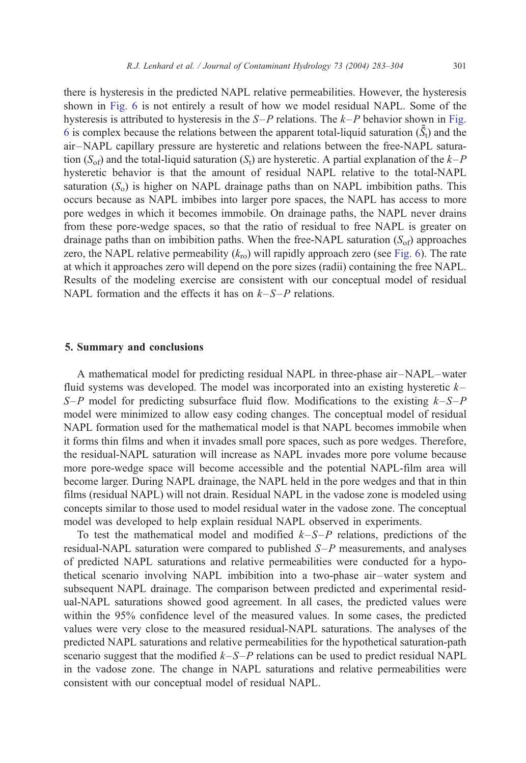there is hysteresis in the predicted NAPL relative permeabilities. However, the hysteresis shown in Fig. 6 is not entirely a result of how we model residual NAPL. Some of the hysteresis is attributed to hysteresis in the *S*–*P* relations. The *k*–*P* behavior shown in Fig. 6 is complex because the relations between the apparent total-liquid saturation ($\bar{\bar{S}}_t$) and the air–NAPL capillary pressure are hysteretic and relations between the free-NAPL saturation ($S_{of}$) and the total-liquid saturation ($S_t$) are hysteretic. A partial explanation of the *k*–*P* hysteretic behavior is that the amount of residual NAPL relative to the total-NAPL saturation ($S_o$) is higher on NAPL drainage paths than on NAPL imbibition paths. This occurs because as NAPL imbibes into larger pore spaces, the NAPL has access to more pore wedges in which it becomes immobile. On drainage paths, the NAPL never drains from these pore-wedge spaces, so that the ratio of residual to free NAPL is greater on drainage paths than on imbibition paths. When the free-NAPL saturation ($S_{of}$) approaches zero, the NAPL relative permeability ($k_{ro}$) will rapidly approach zero (see Fig. 6). The rate at which it approaches zero will depend on the pore sizes (radii) containing the free NAPL. Results of the modeling exercise are consistent with our conceptual model of residual NAPL formation and the effects it has on *k*–*S*–*P* relations.

## 5. Summary and conclusions

A mathematical model for predicting residual NAPL in three-phase air–NAPL–water fluid systems was developed. The model was incorporated into an existing hysteretic *k*–*S*–*P* model for predicting subsurface fluid flow. Modifications to the existing *k*–*S*–*P* model were minimized to allow easy coding changes. The conceptual model of residual NAPL formation used for the mathematical model is that NAPL becomes immobile when it forms thin films and when it invades small pore spaces, such as pore wedges. Therefore, the residual-NAPL saturation will increase as NAPL invades more pore volume because more pore-wedge space will become accessible and the potential NAPL-film area will become larger. During NAPL drainage, the NAPL held in the pore wedges and that in thin films (residual NAPL) will not drain. Residual NAPL in the vadose zone is modeled using concepts similar to those used to model residual water in the vadose zone. The conceptual model was developed to help explain residual NAPL observed in experiments.

To test the mathematical model and modified *k*–*S*–*P* relations, predictions of the residual-NAPL saturation were compared to published *S*–*P* measurements, and analyses of predicted NAPL saturations and relative permeabilities were conducted for a hypothetical scenario involving NAPL imbibition into a two-phase air–water system and subsequent NAPL drainage. The comparison between predicted and experimental residual-NAPL saturations showed good agreement. In all cases, the predicted values were within the 95% confidence level of the measured values. In some cases, the predicted values were very close to the measured residual-NAPL saturations. The analyses of the predicted NAPL saturations and relative permeabilities for the hypothetical saturation-path scenario suggest that the modified *k*–*S*–*P* relations can be used to predict residual NAPL in the vadose zone. The change in NAPL saturations and relative permeabilities were consistent with our conceptual model of residual NAPL.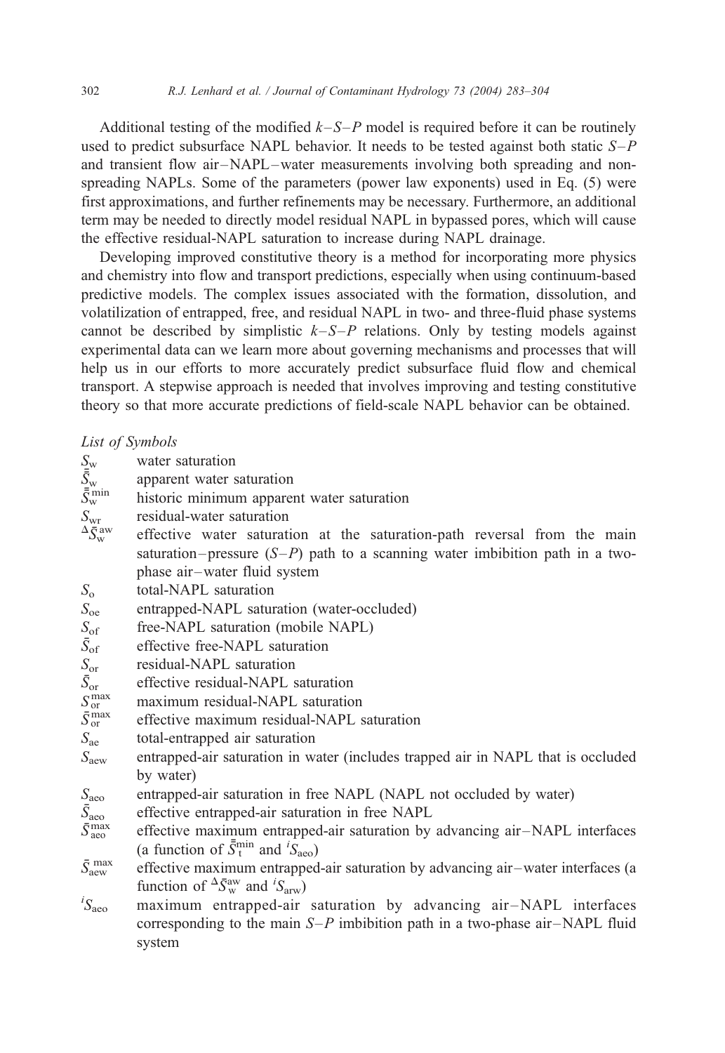Additional testing of the modified $k$–$S$–$P$ model is required before it can be routinely used to predict subsurface NAPL behavior. It needs to be tested against both static $S$–$P$ and transient flow air–NAPL–water measurements involving both spreading and non-spreading NAPLs. Some of the parameters (power law exponents) used in Eq. (5) were first approximations, and further refinements may be necessary. Furthermore, an additional term may be needed to directly model residual NAPL in bypassed pores, which will cause the effective residual-NAPL saturation to increase during NAPL drainage.

Developing improved constitutive theory is a method for incorporating more physics and chemistry into flow and transport predictions, especially when using continuum-based predictive models. The complex issues associated with the formation, dissolution, and volatilization of entrapped, free, and residual NAPL in two- and three-fluid phase systems cannot be described by simplistic $k$–$S$–$P$ relations. Only by testing models against experimental data can we learn more about governing mechanisms and processes that will help us in our efforts to more accurately predict subsurface fluid flow and chemical transport. A stepwise approach is needed that involves improving and testing constitutive theory so that more accurate predictions of field-scale NAPL behavior can be obtained.

*List of Symbols*

| | |
|---|---|
| $S_w$ | water saturation |
| $\bar{\bar{S}}_w$ | apparent water saturation |
| $\bar{\bar{S}}_w^{min}$ | historic minimum apparent water saturation |
| $S_{wr}$ | residual-water saturation |
| ${}^{\Delta}\bar{S}_w^{aw}$ | effective water saturation at the saturation-path reversal from the main saturation–pressure ($S$–$P$) path to a scanning water imbibition path in a two-phase air–water fluid system |
| $S_o$ | total-NAPL saturation |
| $S_{oe}$ | entrapped-NAPL saturation (water-occluded) |
| $S_{of}$ | free-NAPL saturation (mobile NAPL) |
| $\bar{S}_{of}$ | effective free-NAPL saturation |
| $S_{or}$ | residual-NAPL saturation |
| $\bar{S}_{or}$ | effective residual-NAPL saturation |
| $S_{or}^{max}$ | maximum residual-NAPL saturation |
| $\bar{S}_{or}^{max}$ | effective maximum residual-NAPL saturation |
| $S_{ae}$ | total-entrapped air saturation |
| $S_{aew}$ | entrapped-air saturation in water (includes trapped air in NAPL that is occluded by water) |
| $S_{aeo}$ | entrapped-air saturation in free NAPL (NAPL not occluded by water) |
| $\bar{S}_{aeo}$ | effective entrapped-air saturation in free NAPL |
| $\bar{S}_{aeo}^{max}$ | effective maximum entrapped-air saturation by advancing air–NAPL interfaces (a function of $\bar{\bar{S}}_t^{min}$ and ${}^{i}S_{aeo}$) |
| $\bar{S}_{aew}^{max}$ | effective maximum entrapped-air saturation by advancing air–water interfaces (a function of ${}^{\Delta}\bar{S}_w^{aw}$ and ${}^{i}S_{arw}$) |
| ${}^{i}S_{aeo}$ | maximum entrapped-air saturation by advancing air–NAPL interfaces corresponding to the main $S$–$P$ imbibition path in a two-phase air–NAPL fluid system |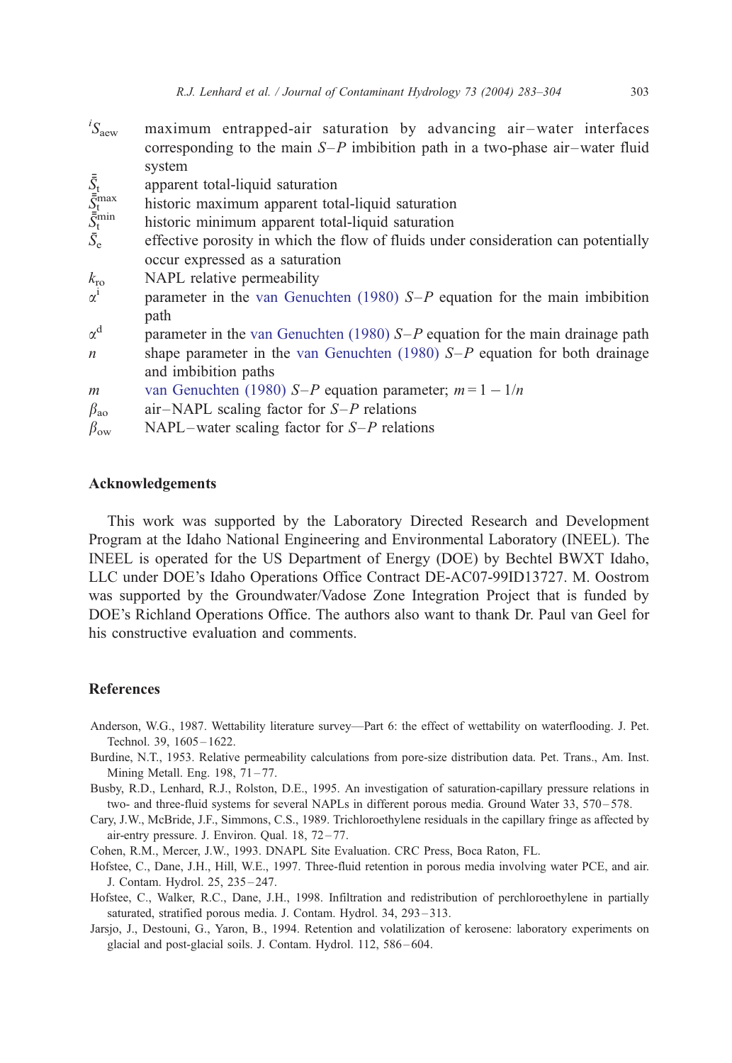${}^{i}S_{aew}$ maximum entrapped-air saturation by advancing air–water interfaces corresponding to the main $S$–$P$ imbibition path in a two-phase air–water fluid system

$\bar{\bar{S}}_t$ apparent total-liquid saturation

$\bar{\bar{S}}_t^{max}$ historic maximum apparent total-liquid saturation

$\bar{\bar{S}}_t^{min}$ historic minimum apparent total-liquid saturation

$\bar{S}_e$ effective porosity in which the flow of fluids under consideration can potentially occur expressed as a saturation

$k_{ro}$ NAPL relative permeability

$\alpha^i$ parameter in the van Genuchten (1980) $S$–$P$ equation for the main imbibition path

$\alpha^d$ parameter in the van Genuchten (1980) $S$–$P$ equation for the main drainage path

$n$ shape parameter in the van Genuchten (1980) $S$–$P$ equation for both drainage and imbibition paths

$m$ van Genuchten (1980) $S$–$P$ equation parameter; $m = 1 - 1/n$

$\beta_{ao}$ air–NAPL scaling factor for $S$–$P$ relations

$\beta_{ow}$ NAPL–water scaling factor for $S$–$P$ relations

## Acknowledgements

This work was supported by the Laboratory Directed Research and Development Program at the Idaho National Engineering and Environmental Laboratory (INEEL). The INEEL is operated for the US Department of Energy (DOE) by Bechtel BWXT Idaho, LLC under DOE's Idaho Operations Office Contract DE-AC07-99ID13727. M. Oostrom was supported by the Groundwater/Vadose Zone Integration Project that is funded by DOE's Richland Operations Office. The authors also want to thank Dr. Paul van Geel for his constructive evaluation and comments.

## References

Anderson, W.G., 1987. Wettability literature survey—Part 6: the effect of wettability on waterflooding. J. Pet. Technol. 39, 1605–1622.

Burdine, N.T., 1953. Relative permeability calculations from pore-size distribution data. Pet. Trans., Am. Inst. Mining Metall. Eng. 198, 71–77.

Busby, R.D., Lenhard, R.J., Rolston, D.E., 1995. An investigation of saturation-capillary pressure relations in two- and three-fluid systems for several NAPLs in different porous media. Ground Water 33, 570–578.

Cary, J.W., McBride, J.F., Simmons, C.S., 1989. Trichloroethylene residuals in the capillary fringe as affected by air-entry pressure. J. Environ. Qual. 18, 72–77.

Cohen, R.M., Mercer, J.W., 1993. DNAPL Site Evaluation. CRC Press, Boca Raton, FL.

Hofstee, C., Dane, J.H., Hill, W.E., 1997. Three-fluid retention in porous media involving water PCE, and air. J. Contam. Hydrol. 25, 235–247.

Hofstee, C., Walker, R.C., Dane, J.H., 1998. Infiltration and redistribution of perchloroethylene in partially saturated, stratified porous media. J. Contam. Hydrol. 34, 293–313.

Jarsjo, J., Destouni, G., Yaron, B., 1994. Retention and volatilization of kerosene: laboratory experiments on glacial and post-glacial soils. J. Contam. Hydrol. 112, 586–604.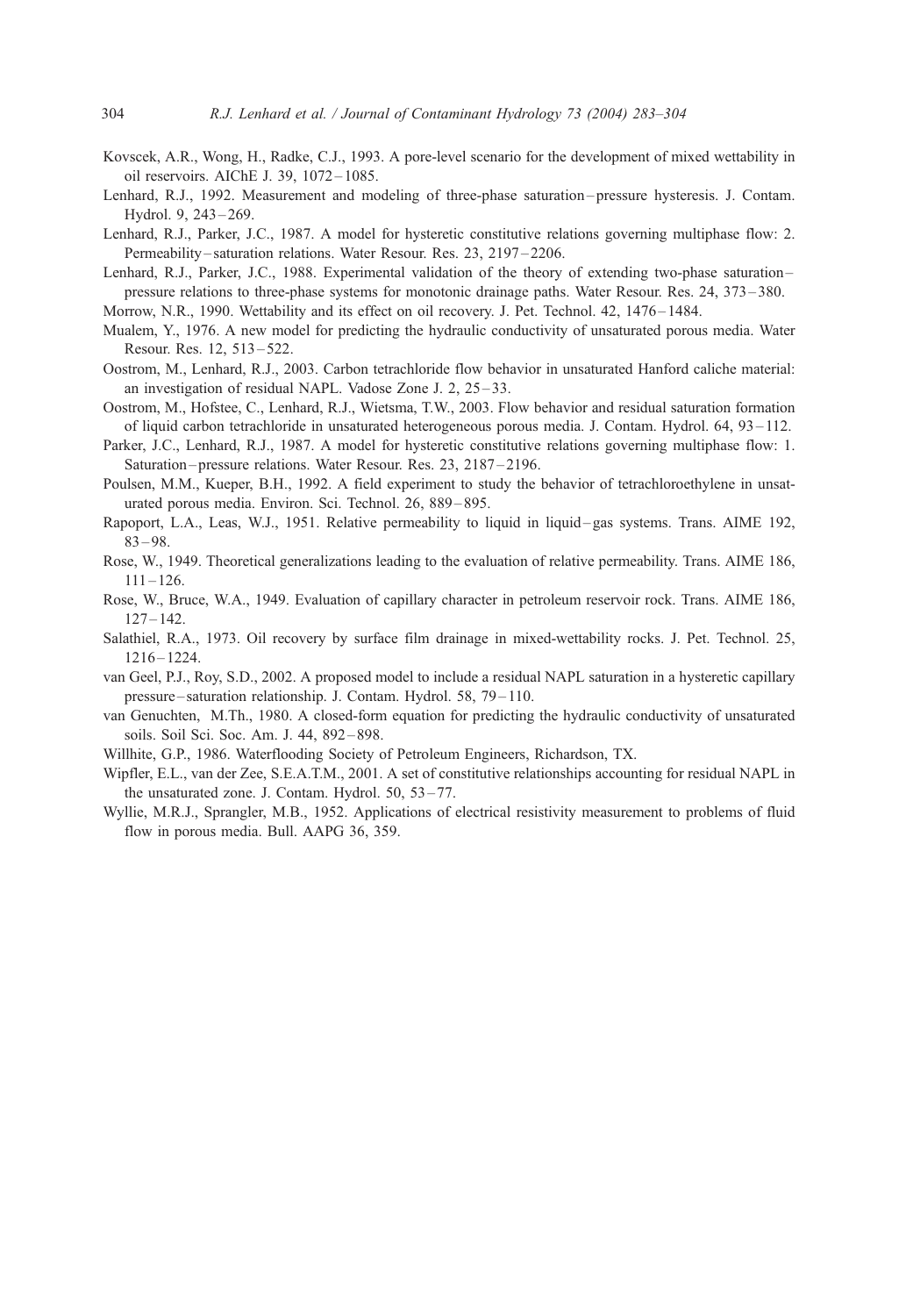Kovscek, A.R., Wong, H., Radke, C.J., 1993. A pore-level scenario for the development of mixed wettability in oil reservoirs. AIChE J. 39, 1072–1085.

Lenhard, R.J., 1992. Measurement and modeling of three-phase saturation–pressure hysteresis. J. Contam. Hydrol. 9, 243–269.

Lenhard, R.J., Parker, J.C., 1987. A model for hysteretic constitutive relations governing multiphase flow: 2. Permeability–saturation relations. Water Resour. Res. 23, 2197–2206.

Lenhard, R.J., Parker, J.C., 1988. Experimental validation of the theory of extending two-phase saturation–pressure relations to three-phase systems for monotonic drainage paths. Water Resour. Res. 24, 373–380.

Morrow, N.R., 1990. Wettability and its effect on oil recovery. J. Pet. Technol. 42, 1476–1484.

Mualem, Y., 1976. A new model for predicting the hydraulic conductivity of unsaturated porous media. Water Resour. Res. 12, 513–522.

Oostrom, M., Lenhard, R.J., 2003. Carbon tetrachloride flow behavior in unsaturated Hanford caliche material: an investigation of residual NAPL. Vadose Zone J. 2, 25–33.

Oostrom, M., Hofstee, C., Lenhard, R.J., Wietsma, T.W., 2003. Flow behavior and residual saturation formation of liquid carbon tetrachloride in unsaturated heterogeneous porous media. J. Contam. Hydrol. 64, 93–112.

Parker, J.C., Lenhard, R.J., 1987. A model for hysteretic constitutive relations governing multiphase flow: 1. Saturation–pressure relations. Water Resour. Res. 23, 2187–2196.

Poulsen, M.M., Kueper, B.H., 1992. A field experiment to study the behavior of tetrachloroethylene in unsaturated porous media. Environ. Sci. Technol. 26, 889–895.

Rapoport, L.A., Leas, W.J., 1951. Relative permeability to liquid in liquid–gas systems. Trans. AIME 192, 83–98.

Rose, W., 1949. Theoretical generalizations leading to the evaluation of relative permeability. Trans. AIME 186, 111–126.

Rose, W., Bruce, W.A., 1949. Evaluation of capillary character in petroleum reservoir rock. Trans. AIME 186, 127–142.

Salathiel, R.A., 1973. Oil recovery by surface film drainage in mixed-wettability rocks. J. Pet. Technol. 25, 1216–1224.

van Geel, P.J., Roy, S.D., 2002. A proposed model to include a residual NAPL saturation in a hysteretic capillary pressure–saturation relationship. J. Contam. Hydrol. 58, 79–110.

van Genuchten, M.Th., 1980. A closed-form equation for predicting the hydraulic conductivity of unsaturated soils. Soil Sci. Soc. Am. J. 44, 892–898.

Willhite, G.P., 1986. Waterflooding Society of Petroleum Engineers, Richardson, TX.

Wipfler, E.L., van der Zee, S.E.A.T.M., 2001. A set of constitutive relationships accounting for residual NAPL in the unsaturated zone. J. Contam. Hydrol. 50, 53–77.

Wyllie, M.R.J., Sprangler, M.B., 1952. Applications of electrical resistivity measurement to problems of fluid flow in porous media. Bull. AAPG 36, 359.